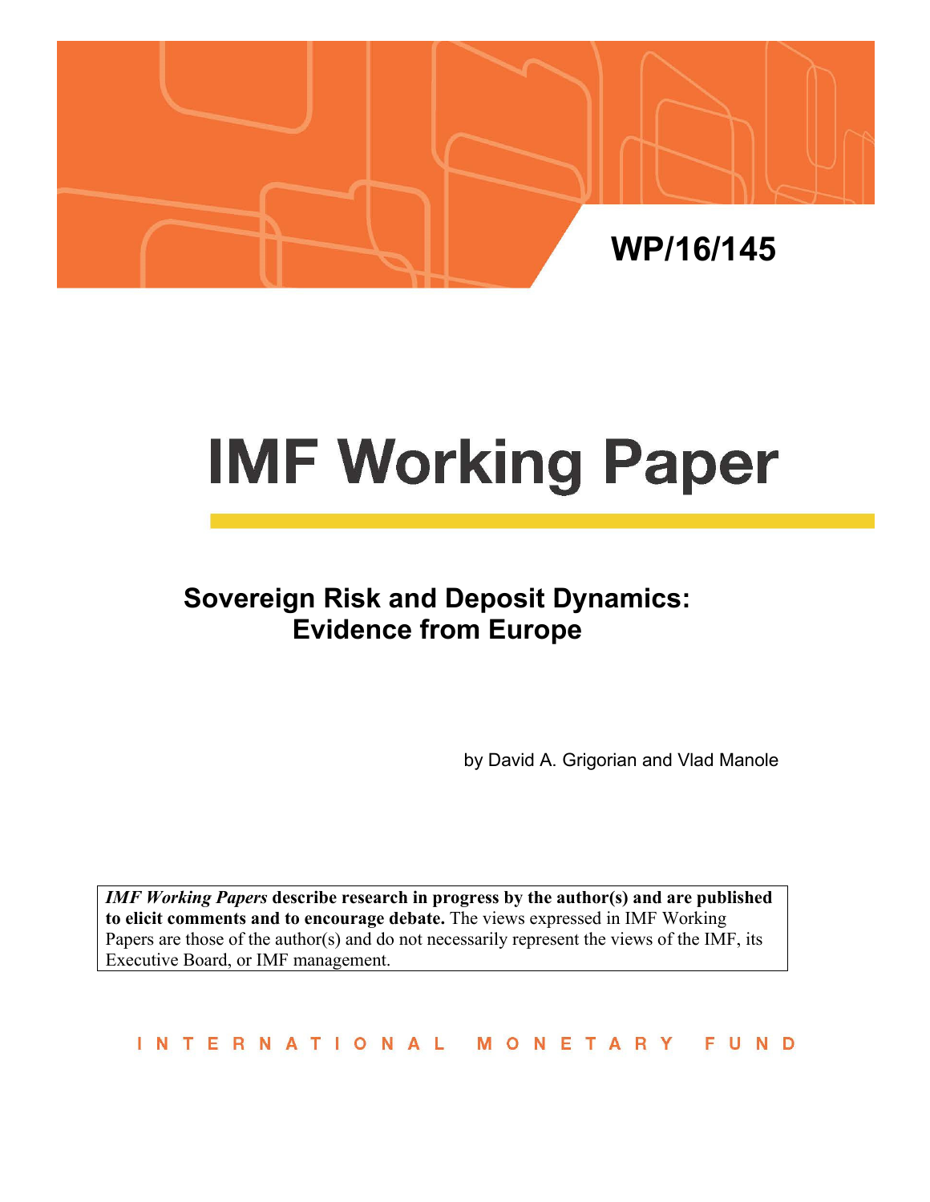WP/16/145

# IMF Working Paper

## Sovereign Risk and Deposit Dynamics: Evidence from Europe

by David A. Grigorian and Vlad Manole

***IMF Working Papers* describe research in progress by the author(s) and are published to elicit comments and to encourage debate.** The views expressed in IMF Working Papers are those of the author(s) and do not necessarily represent the views of the IMF, its Executive Board, or IMF management.

INTERNATIONAL MONETARY FUND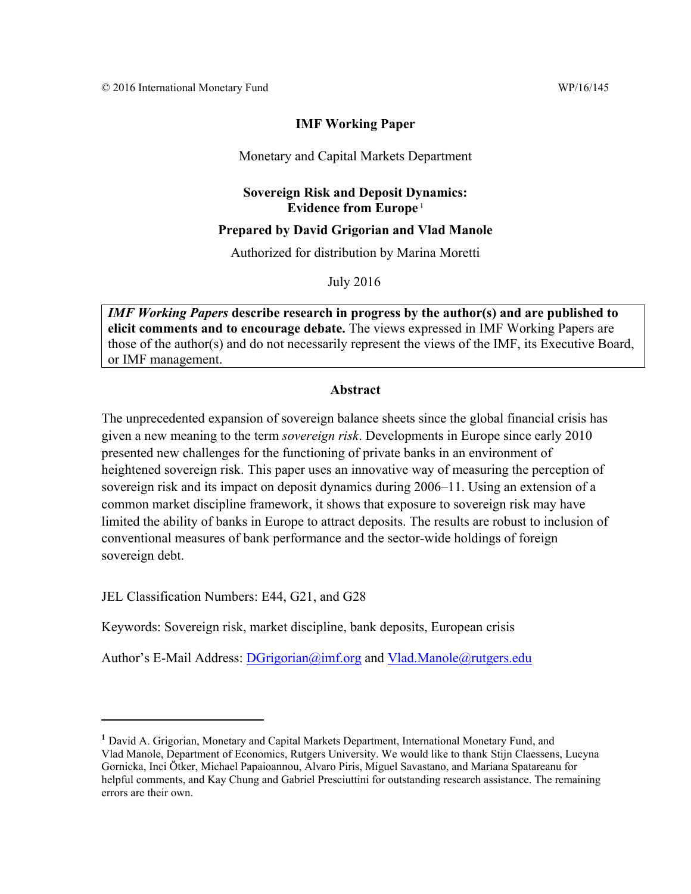© 2016 International Monetary Fund WP/16/145

# IMF Working Paper

Monetary and Capital Markets Department

## Sovereign Risk and Deposit Dynamics: Evidence from Europe[1]

**Prepared by David Grigorian and Vlad Manole**

Authorized for distribution by Marina Moretti

July 2016

***IMF Working Papers* describe research in progress by the author(s) and are published to elicit comments and to encourage debate.** The views expressed in IMF Working Papers are those of the author(s) and do not necessarily represent the views of the IMF, its Executive Board, or IMF management.

### Abstract

The unprecedented expansion of sovereign balance sheets since the global financial crisis has given a new meaning to the term *sovereign risk*. Developments in Europe since early 2010 presented new challenges for the functioning of private banks in an environment of heightened sovereign risk. This paper uses an innovative way of measuring the perception of sovereign risk and its impact on deposit dynamics during 2006–11. Using an extension of a common market discipline framework, it shows that exposure to sovereign risk may have limited the ability of banks in Europe to attract deposits. The results are robust to inclusion of conventional measures of bank performance and the sector-wide holdings of foreign sovereign debt.

JEL Classification Numbers: E44, G21, and G28

Keywords: Sovereign risk, market discipline, bank deposits, European crisis

Author's E-Mail Address: DGrigorian@imf.org and Vlad.Manole@rutgers.edu

---

[1] David A. Grigorian, Monetary and Capital Markets Department, International Monetary Fund, and Vlad Manole, Department of Economics, Rutgers University. We would like to thank Stijn Claessens, Lucyna Gornicka, Inci Ötker, Michael Papaioannou, Alvaro Piris, Miguel Savastano, and Mariana Spatareanu for helpful comments, and Kay Chung and Gabriel Presciuttini for outstanding research assistance. The remaining errors are their own.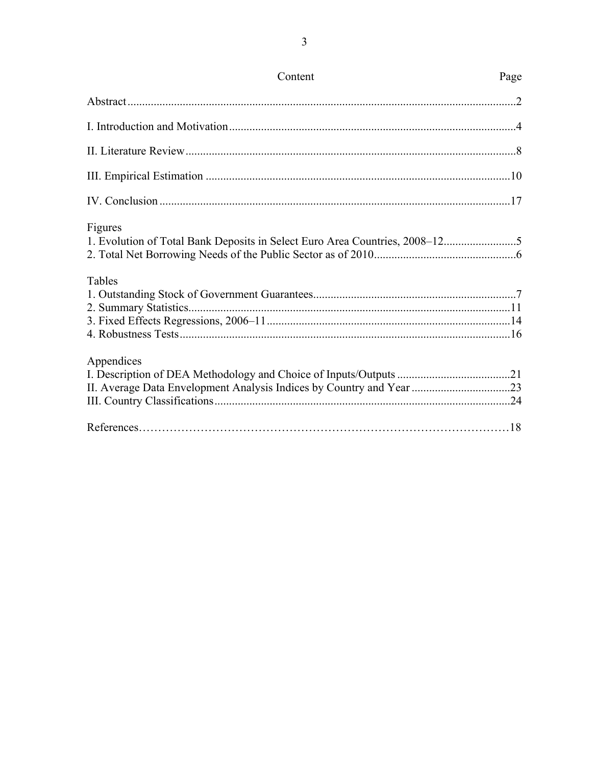## Content

| Content | Page |
|---|---|
| Abstract | 2 |
| I. Introduction and Motivation | 4 |
| II. Literature Review | 8 |
| III. Empirical Estimation | 10 |
| IV. Conclusion | 17 |

**Figures**

| | |
|---|---|
| 1. Evolution of Total Bank Deposits in Select Euro Area Countries, 2008–12 | 5 |
| 2. Total Net Borrowing Needs of the Public Sector as of 2010 | 6 |

**Tables**

| | |
|---|---|
| 1. Outstanding Stock of Government Guarantees | 7 |
| 2. Summary Statistics | 11 |
| 3. Fixed Effects Regressions, 2006–11 | 14 |
| 4. Robustness Tests | 16 |

**Appendices**

| | |
|---|---|
| I. Description of DEA Methodology and Choice of Inputs/Outputs | 21 |
| II. Average Data Envelopment Analysis Indices by Country and Year | 23 |
| III. Country Classifications | 24 |

| | |
|---|---|
| References | 18 |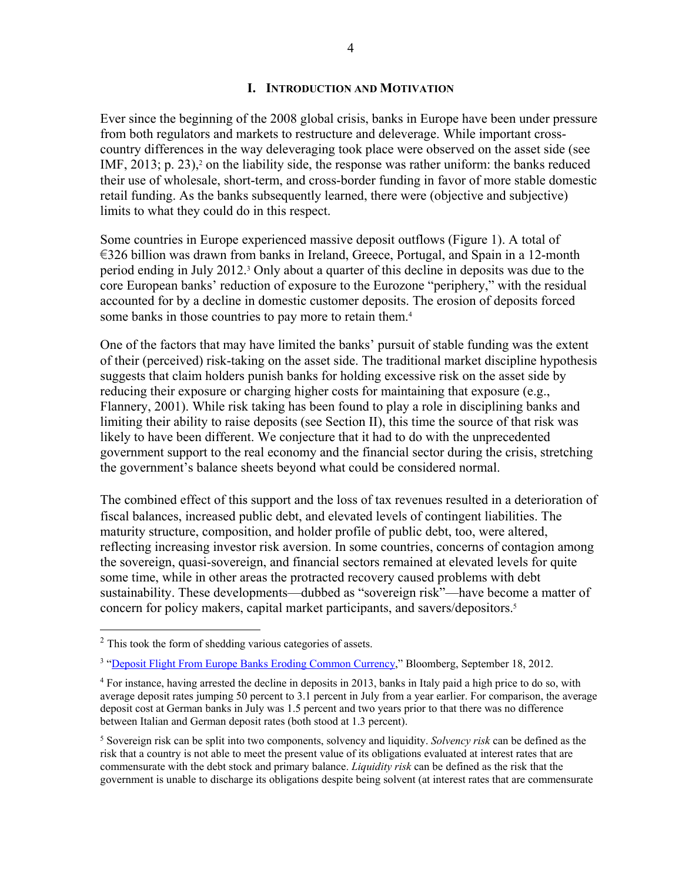## I. INTRODUCTION AND MOTIVATION

Ever since the beginning of the 2008 global crisis, banks in Europe have been under pressure from both regulators and markets to restructure and deleverage. While important cross-country differences in the way deleveraging took place were observed on the asset side (see IMF, 2013; p. 23),[2] on the liability side, the response was rather uniform: the banks reduced their use of wholesale, short-term, and cross-border funding in favor of more stable domestic retail funding. As the banks subsequently learned, there were (objective and subjective) limits to what they could do in this respect.

Some countries in Europe experienced massive deposit outflows (Figure 1). A total of €326 billion was drawn from banks in Ireland, Greece, Portugal, and Spain in a 12-month period ending in July 2012.[3] Only about a quarter of this decline in deposits was due to the core European banks' reduction of exposure to the Eurozone "periphery," with the residual accounted for by a decline in domestic customer deposits. The erosion of deposits forced some banks in those countries to pay more to retain them.[4]

One of the factors that may have limited the banks' pursuit of stable funding was the extent of their (perceived) risk-taking on the asset side. The traditional market discipline hypothesis suggests that claim holders punish banks for holding excessive risk on the asset side by reducing their exposure or charging higher costs for maintaining that exposure (e.g., Flannery, 2001). While risk taking has been found to play a role in disciplining banks and limiting their ability to raise deposits (see Section II), this time the source of that risk was likely to have been different. We conjecture that it had to do with the unprecedented government support to the real economy and the financial sector during the crisis, stretching the government's balance sheets beyond what could be considered normal.

The combined effect of this support and the loss of tax revenues resulted in a deterioration of fiscal balances, increased public debt, and elevated levels of contingent liabilities. The maturity structure, composition, and holder profile of public debt, too, were altered, reflecting increasing investor risk aversion. In some countries, concerns of contagion among the sovereign, quasi-sovereign, and financial sectors remained at elevated levels for quite some time, while in other areas the protracted recovery caused problems with debt sustainability. These developments—dubbed as "sovereign risk"—have become a matter of concern for policy makers, capital market participants, and savers/depositors.[5]

---

[2] This took the form of shedding various categories of assets.

[3] "Deposit Flight From Europe Banks Eroding Common Currency," Bloomberg, September 18, 2012.

[4] For instance, having arrested the decline in deposits in 2013, banks in Italy paid a high price to do so, with average deposit rates jumping 50 percent to 3.1 percent in July from a year earlier. For comparison, the average deposit cost at German banks in July was 1.5 percent and two years prior to that there was no difference between Italian and German deposit rates (both stood at 1.3 percent).

[5] Sovereign risk can be split into two components, solvency and liquidity. *Solvency risk* can be defined as the risk that a country is not able to meet the present value of its obligations evaluated at interest rates that are commensurate with the debt stock and primary balance. *Liquidity risk* can be defined as the risk that the government is unable to discharge its obligations despite being solvent (at interest rates that are commensurate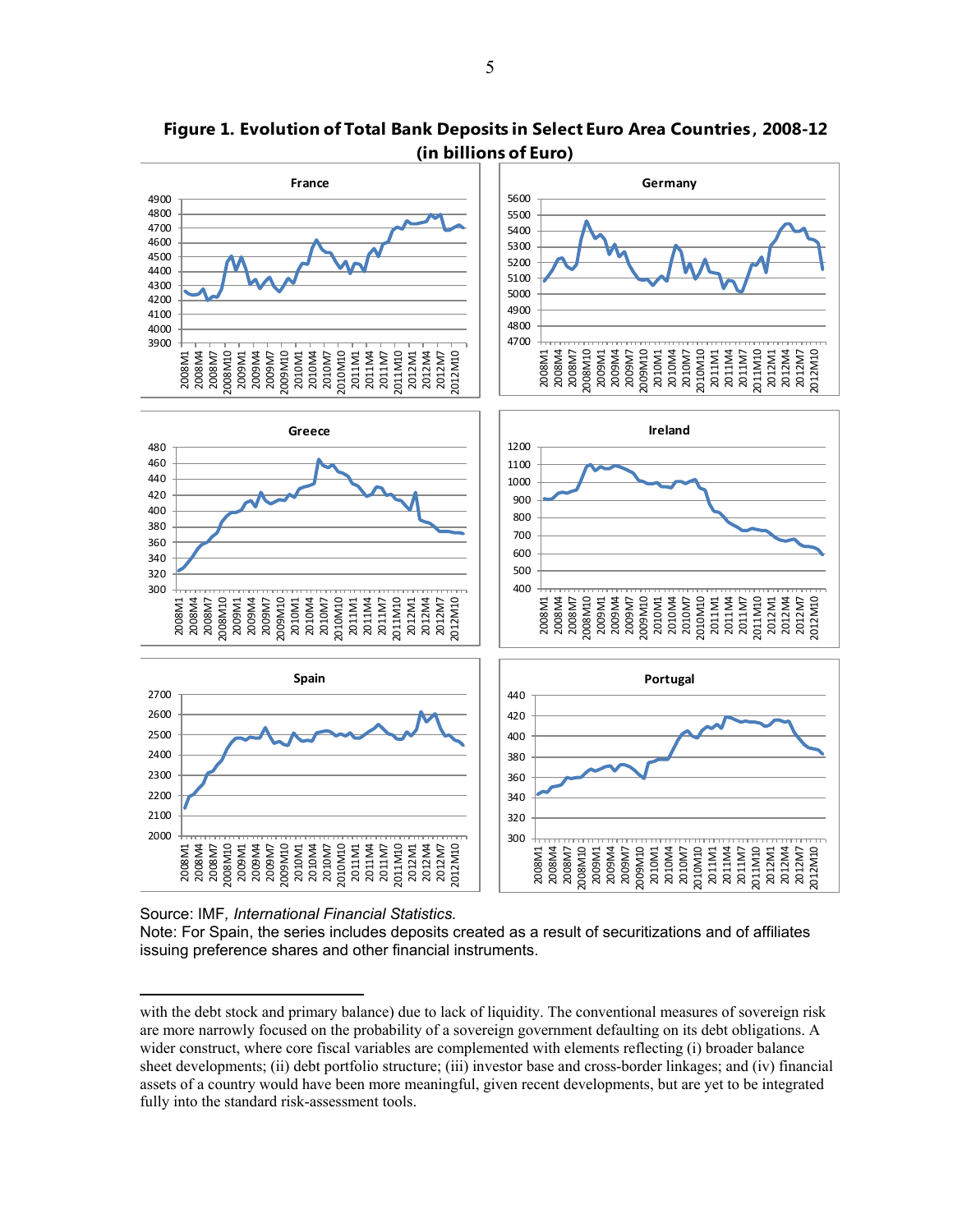**Figure 1. Evolution of Total Bank Deposits in Select Euro Area Countries, 2008-12 (in billions of Euro)**

Source: IMF, *International Financial Statistics.*

Note: For Spain, the series includes deposits created as a result of securitizations and of affiliates issuing preference shares and other financial instruments.

---

with the debt stock and primary balance) due to lack of liquidity. The conventional measures of sovereign risk are more narrowly focused on the probability of a sovereign government defaulting on its debt obligations. A wider construct, where core fiscal variables are complemented with elements reflecting (i) broader balance sheet developments; (ii) debt portfolio structure; (iii) investor base and cross-border linkages; and (iv) financial assets of a country would have been more meaningful, given recent developments, but are yet to be integrated fully into the standard risk-assessment tools.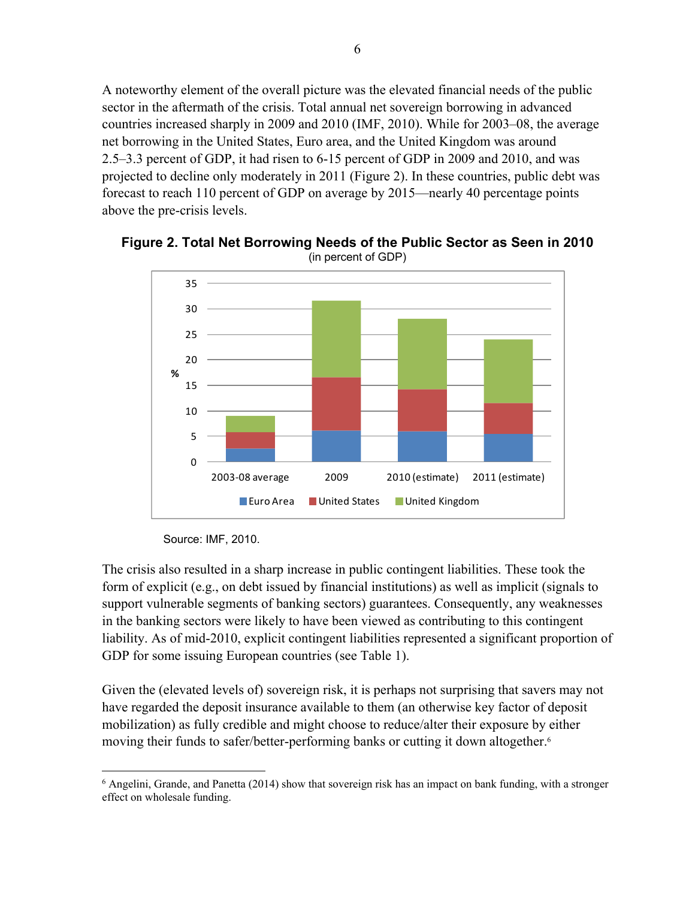A noteworthy element of the overall picture was the elevated financial needs of the public sector in the aftermath of the crisis. Total annual net sovereign borrowing in advanced countries increased sharply in 2009 and 2010 (IMF, 2010). While for 2003–08, the average net borrowing in the United States, Euro area, and the United Kingdom was around 2.5–3.3 percent of GDP, it had risen to 6-15 percent of GDP in 2009 and 2010, and was projected to decline only moderately in 2011 (Figure 2). In these countries, public debt was forecast to reach 110 percent of GDP on average by 2015—nearly 40 percentage points above the pre-crisis levels.

**Figure 2. Total Net Borrowing Needs of the Public Sector as Seen in 2010**
(in percent of GDP)

Source: IMF, 2010.

The crisis also resulted in a sharp increase in public contingent liabilities. These took the form of explicit (e.g., on debt issued by financial institutions) as well as implicit (signals to support vulnerable segments of banking sectors) guarantees. Consequently, any weaknesses in the banking sectors were likely to have been viewed as contributing to this contingent liability. As of mid-2010, explicit contingent liabilities represented a significant proportion of GDP for some issuing European countries (see Table 1).

Given the (elevated levels of) sovereign risk, it is perhaps not surprising that savers may not have regarded the deposit insurance available to them (an otherwise key factor of deposit mobilization) as fully credible and might choose to reduce/alter their exposure by either moving their funds to safer/better-performing banks or cutting it down altogether.[6]

---

[6] Angelini, Grande, and Panetta (2014) show that sovereign risk has an impact on bank funding, with a stronger effect on wholesale funding.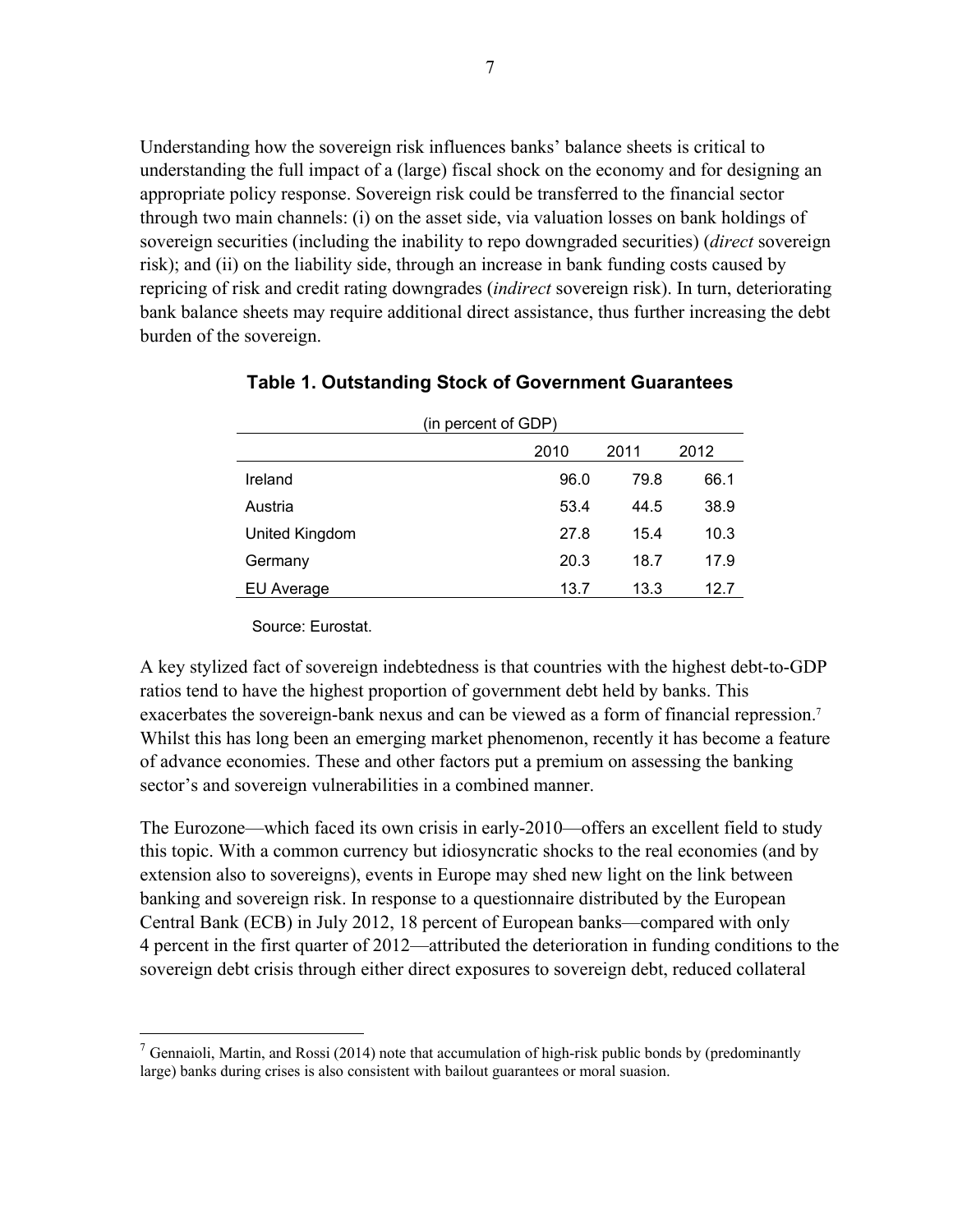Understanding how the sovereign risk influences banks' balance sheets is critical to understanding the full impact of a (large) fiscal shock on the economy and for designing an appropriate policy response. Sovereign risk could be transferred to the financial sector through two main channels: (i) on the asset side, via valuation losses on bank holdings of sovereign securities (including the inability to repo downgraded securities) (*direct* sovereign risk); and (ii) on the liability side, through an increase in bank funding costs caused by repricing of risk and credit rating downgrades (*indirect* sovereign risk). In turn, deteriorating bank balance sheets may require additional direct assistance, thus further increasing the debt burden of the sovereign.

**Table 1. Outstanding Stock of Government Guarantees**

(in percent of GDP)

| | 2010 | 2011 | 2012 |
|---|---|---|---|
| Ireland | 96.0 | 79.8 | 66.1 |
| Austria | 53.4 | 44.5 | 38.9 |
| United Kingdom | 27.8 | 15.4 | 10.3 |
| Germany | 20.3 | 18.7 | 17.9 |
| EU Average | 13.7 | 13.3 | 12.7 |

Source: Eurostat.

A key stylized fact of sovereign indebtedness is that countries with the highest debt-to-GDP ratios tend to have the highest proportion of government debt held by banks. This exacerbates the sovereign-bank nexus and can be viewed as a form of financial repression.[7] Whilst this has long been an emerging market phenomenon, recently it has become a feature of advance economies. These and other factors put a premium on assessing the banking sector's and sovereign vulnerabilities in a combined manner.

The Eurozone—which faced its own crisis in early-2010—offers an excellent field to study this topic. With a common currency but idiosyncratic shocks to the real economies (and by extension also to sovereigns), events in Europe may shed new light on the link between banking and sovereign risk. In response to a questionnaire distributed by the European Central Bank (ECB) in July 2012, 18 percent of European banks—compared with only 4 percent in the first quarter of 2012—attributed the deterioration in funding conditions to the sovereign debt crisis through either direct exposures to sovereign debt, reduced collateral

[7] Gennaioli, Martin, and Rossi (2014) note that accumulation of high-risk public bonds by (predominantly large) banks during crises is also consistent with bailout guarantees or moral suasion.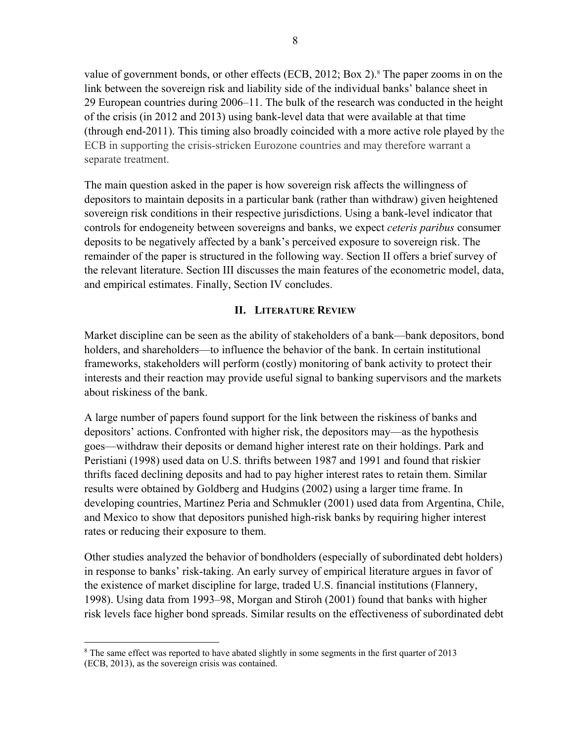value of government bonds, or other effects (ECB, 2012; Box 2).[8] The paper zooms in on the link between the sovereign risk and liability side of the individual banks' balance sheet in 29 European countries during 2006–11. The bulk of the research was conducted in the height of the crisis (in 2012 and 2013) using bank-level data that were available at that time (through end-2011). This timing also broadly coincided with a more active role played by the ECB in supporting the crisis-stricken Eurozone countries and may therefore warrant a separate treatment.

The main question asked in the paper is how sovereign risk affects the willingness of depositors to maintain deposits in a particular bank (rather than withdraw) given heightened sovereign risk conditions in their respective jurisdictions. Using a bank-level indicator that controls for endogeneity between sovereigns and banks, we expect *ceteris paribus* consumer deposits to be negatively affected by a bank's perceived exposure to sovereign risk. The remainder of the paper is structured in the following way. Section II offers a brief survey of the relevant literature. Section III discusses the main features of the econometric model, data, and empirical estimates. Finally, Section IV concludes.

## II. Literature Review

Market discipline can be seen as the ability of stakeholders of a bank—bank depositors, bond holders, and shareholders—to influence the behavior of the bank. In certain institutional frameworks, stakeholders will perform (costly) monitoring of bank activity to protect their interests and their reaction may provide useful signal to banking supervisors and the markets about riskiness of the bank.

A large number of papers found support for the link between the riskiness of banks and depositors' actions. Confronted with higher risk, the depositors may—as the hypothesis goes—withdraw their deposits or demand higher interest rate on their holdings. Park and Peristiani (1998) used data on U.S. thrifts between 1987 and 1991 and found that riskier thrifts faced declining deposits and had to pay higher interest rates to retain them. Similar results were obtained by Goldberg and Hudgins (2002) using a larger time frame. In developing countries, Martinez Peria and Schmukler (2001) used data from Argentina, Chile, and Mexico to show that depositors punished high-risk banks by requiring higher interest rates or reducing their exposure to them.

Other studies analyzed the behavior of bondholders (especially of subordinated debt holders) in response to banks' risk-taking. An early survey of empirical literature argues in favor of the existence of market discipline for large, traded U.S. financial institutions (Flannery, 1998). Using data from 1993–98, Morgan and Stiroh (2001) found that banks with higher risk levels face higher bond spreads. Similar results on the effectiveness of subordinated debt

---

[8] The same effect was reported to have abated slightly in some segments in the first quarter of 2013 (ECB, 2013), as the sovereign crisis was contained.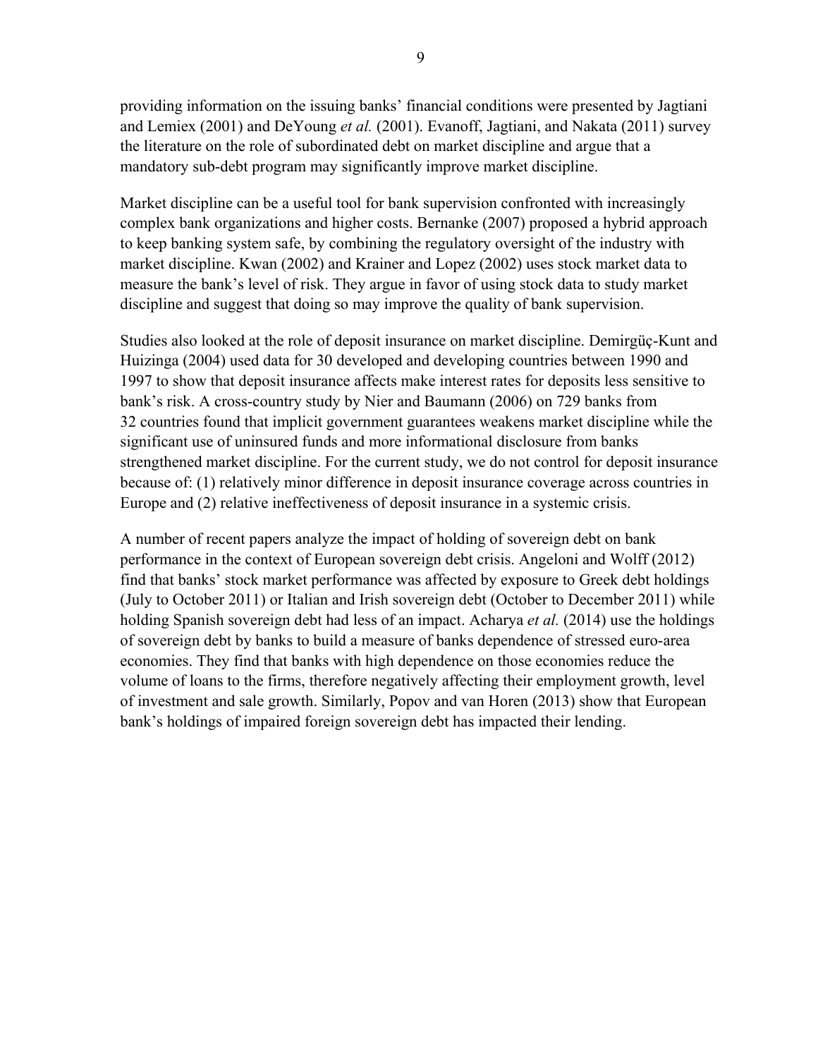providing information on the issuing banks' financial conditions were presented by Jagtiani and Lemiex (2001) and DeYoung *et al.* (2001). Evanoff, Jagtiani, and Nakata (2011) survey the literature on the role of subordinated debt on market discipline and argue that a mandatory sub-debt program may significantly improve market discipline.

Market discipline can be a useful tool for bank supervision confronted with increasingly complex bank organizations and higher costs. Bernanke (2007) proposed a hybrid approach to keep banking system safe, by combining the regulatory oversight of the industry with market discipline. Kwan (2002) and Krainer and Lopez (2002) uses stock market data to measure the bank's level of risk. They argue in favor of using stock data to study market discipline and suggest that doing so may improve the quality of bank supervision.

Studies also looked at the role of deposit insurance on market discipline. Demirgüç-Kunt and Huizinga (2004) used data for 30 developed and developing countries between 1990 and 1997 to show that deposit insurance affects make interest rates for deposits less sensitive to bank's risk. A cross-country study by Nier and Baumann (2006) on 729 banks from 32 countries found that implicit government guarantees weakens market discipline while the significant use of uninsured funds and more informational disclosure from banks strengthened market discipline. For the current study, we do not control for deposit insurance because of: (1) relatively minor difference in deposit insurance coverage across countries in Europe and (2) relative ineffectiveness of deposit insurance in a systemic crisis.

A number of recent papers analyze the impact of holding of sovereign debt on bank performance in the context of European sovereign debt crisis. Angeloni and Wolff (2012) find that banks' stock market performance was affected by exposure to Greek debt holdings (July to October 2011) or Italian and Irish sovereign debt (October to December 2011) while holding Spanish sovereign debt had less of an impact. Acharya *et al.* (2014) use the holdings of sovereign debt by banks to build a measure of banks dependence of stressed euro-area economies. They find that banks with high dependence on those economies reduce the volume of loans to the firms, therefore negatively affecting their employment growth, level of investment and sale growth. Similarly, Popov and van Horen (2013) show that European bank's holdings of impaired foreign sovereign debt has impacted their lending.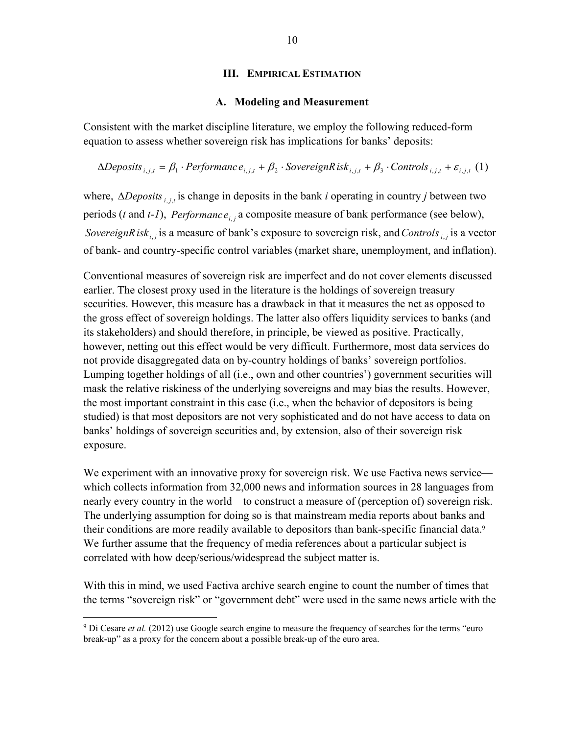## III. EMPIRICAL ESTIMATION

### A. Modeling and Measurement

Consistent with the market discipline literature, we employ the following reduced-form equation to assess whether sovereign risk has implications for banks' deposits:

$$\Delta Deposits_{i,j,t} = \beta_1 \cdot Performance_{i,j,t} + \beta_2 \cdot SovereignRisk_{i,j,t} + \beta_3 \cdot Controls_{i,j,t} + \varepsilon_{i,j,t} \quad (1)$$

where, $\Delta Deposits_{i,j,t}$ is change in deposits in the bank *i* operating in country *j* between two periods (*t* and *t-1*), $Performance_{i,j}$ a composite measure of bank performance (see below), $SovereignRisk_{i,j}$ is a measure of bank's exposure to sovereign risk, and $Controls_{i,j}$ is a vector of bank- and country-specific control variables (market share, unemployment, and inflation).

Conventional measures of sovereign risk are imperfect and do not cover elements discussed earlier. The closest proxy used in the literature is the holdings of sovereign treasury securities. However, this measure has a drawback in that it measures the net as opposed to the gross effect of sovereign holdings. The latter also offers liquidity services to banks (and its stakeholders) and should therefore, in principle, be viewed as positive. Practically, however, netting out this effect would be very difficult. Furthermore, most data services do not provide disaggregated data on by-country holdings of banks' sovereign portfolios. Lumping together holdings of all (i.e., own and other countries') government securities will mask the relative riskiness of the underlying sovereigns and may bias the results. However, the most important constraint in this case (i.e., when the behavior of depositors is being studied) is that most depositors are not very sophisticated and do not have access to data on banks' holdings of sovereign securities and, by extension, also of their sovereign risk exposure.

We experiment with an innovative proxy for sovereign risk. We use Factiva news service—which collects information from 32,000 news and information sources in 28 languages from nearly every country in the world—to construct a measure of (perception of) sovereign risk. The underlying assumption for doing so is that mainstream media reports about banks and their conditions are more readily available to depositors than bank-specific financial data.[9] We further assume that the frequency of media references about a particular subject is correlated with how deep/serious/widespread the subject matter is.

With this in mind, we used Factiva archive search engine to count the number of times that the terms "sovereign risk" or "government debt" were used in the same news article with the

[9] Di Cesare *et al.* (2012) use Google search engine to measure the frequency of searches for the terms "euro break-up" as a proxy for the concern about a possible break-up of the euro area.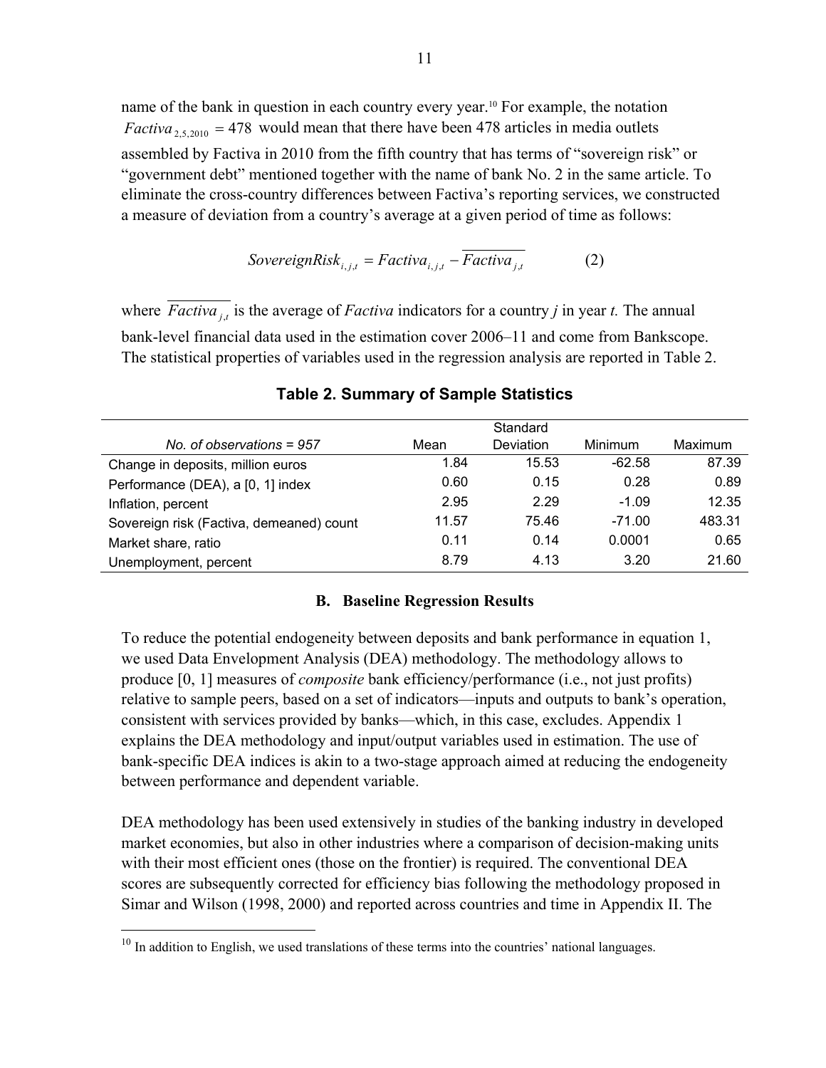name of the bank in question in each country every year.[10] For example, the notation $Factiva_{2,5,2010} = 478$ would mean that there have been 478 articles in media outlets assembled by Factiva in 2010 from the fifth country that has terms of "sovereign risk" or "government debt" mentioned together with the name of bank No. 2 in the same article. To eliminate the cross-country differences between Factiva's reporting services, we constructed a measure of deviation from a country's average at a given period of time as follows:

$$SovereignRisk_{i,j,t} = Factiva_{i,j,t} - \overline{Factiva_{j,t}} \qquad (2)$$

where $\overline{Factiva_{j,t}}$ is the average of *Factiva* indicators for a country *j* in year *t.* The annual bank-level financial data used in the estimation cover 2006–11 and come from Bankscope. The statistical properties of variables used in the regression analysis are reported in Table 2.

**Table 2. Summary of Sample Statistics**

| *No. of observations = 957* | Mean | Standard Deviation | Minimum | Maximum |
|---|---|---|---|---|
| Change in deposits, million euros | 1.84 | 15.53 | -62.58 | 87.39 |
| Performance (DEA), a [0, 1] index | 0.60 | 0.15 | 0.28 | 0.89 |
| Inflation, percent | 2.95 | 2.29 | -1.09 | 12.35 |
| Sovereign risk (Factiva, demeaned) count | 11.57 | 75.46 | -71.00 | 483.31 |
| Market share, ratio | 0.11 | 0.14 | 0.0001 | 0.65 |
| Unemployment, percent | 8.79 | 4.13 | 3.20 | 21.60 |

### B. Baseline Regression Results

To reduce the potential endogeneity between deposits and bank performance in equation 1, we used Data Envelopment Analysis (DEA) methodology. The methodology allows to produce [0, 1] measures of *composite* bank efficiency/performance (i.e., not just profits) relative to sample peers, based on a set of indicators—inputs and outputs to bank's operation, consistent with services provided by banks—which, in this case, excludes. Appendix 1 explains the DEA methodology and input/output variables used in estimation. The use of bank-specific DEA indices is akin to a two-stage approach aimed at reducing the endogeneity between performance and dependent variable.

DEA methodology has been used extensively in studies of the banking industry in developed market economies, but also in other industries where a comparison of decision-making units with their most efficient ones (those on the frontier) is required. The conventional DEA scores are subsequently corrected for efficiency bias following the methodology proposed in Simar and Wilson (1998, 2000) and reported across countries and time in Appendix II. The

[10] In addition to English, we used translations of these terms into the countries' national languages.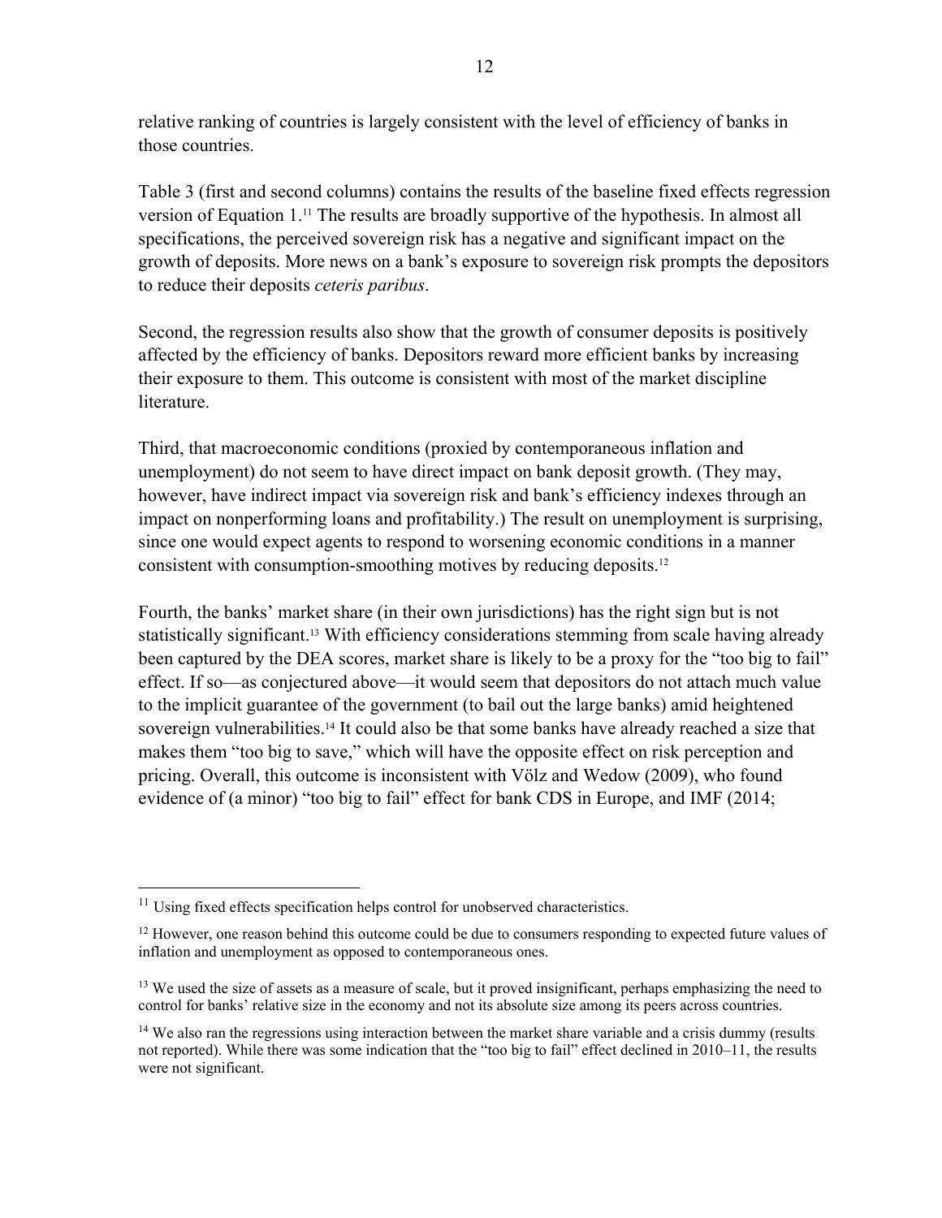relative ranking of countries is largely consistent with the level of efficiency of banks in those countries.

Table 3 (first and second columns) contains the results of the baseline fixed effects regression version of Equation 1.[11] The results are broadly supportive of the hypothesis. In almost all specifications, the perceived sovereign risk has a negative and significant impact on the growth of deposits. More news on a bank's exposure to sovereign risk prompts the depositors to reduce their deposits *ceteris paribus*.

Second, the regression results also show that the growth of consumer deposits is positively affected by the efficiency of banks. Depositors reward more efficient banks by increasing their exposure to them. This outcome is consistent with most of the market discipline literature.

Third, that macroeconomic conditions (proxied by contemporaneous inflation and unemployment) do not seem to have direct impact on bank deposit growth. (They may, however, have indirect impact via sovereign risk and bank's efficiency indexes through an impact on nonperforming loans and profitability.) The result on unemployment is surprising, since one would expect agents to respond to worsening economic conditions in a manner consistent with consumption-smoothing motives by reducing deposits.[12]

Fourth, the banks' market share (in their own jurisdictions) has the right sign but is not statistically significant.[13] With efficiency considerations stemming from scale having already been captured by the DEA scores, market share is likely to be a proxy for the "too big to fail" effect. If so—as conjectured above—it would seem that depositors do not attach much value to the implicit guarantee of the government (to bail out the large banks) amid heightened sovereign vulnerabilities.[14] It could also be that some banks have already reached a size that makes them "too big to save," which will have the opposite effect on risk perception and pricing. Overall, this outcome is inconsistent with Völz and Wedow (2009), who found evidence of (a minor) "too big to fail" effect for bank CDS in Europe, and IMF (2014;

---

[11] Using fixed effects specification helps control for unobserved characteristics.

[12] However, one reason behind this outcome could be due to consumers responding to expected future values of inflation and unemployment as opposed to contemporaneous ones.

[13] We used the size of assets as a measure of scale, but it proved insignificant, perhaps emphasizing the need to control for banks' relative size in the economy and not its absolute size among its peers across countries.

[14] We also ran the regressions using interaction between the market share variable and a crisis dummy (results not reported). While there was some indication that the "too big to fail" effect declined in 2010–11, the results were not significant.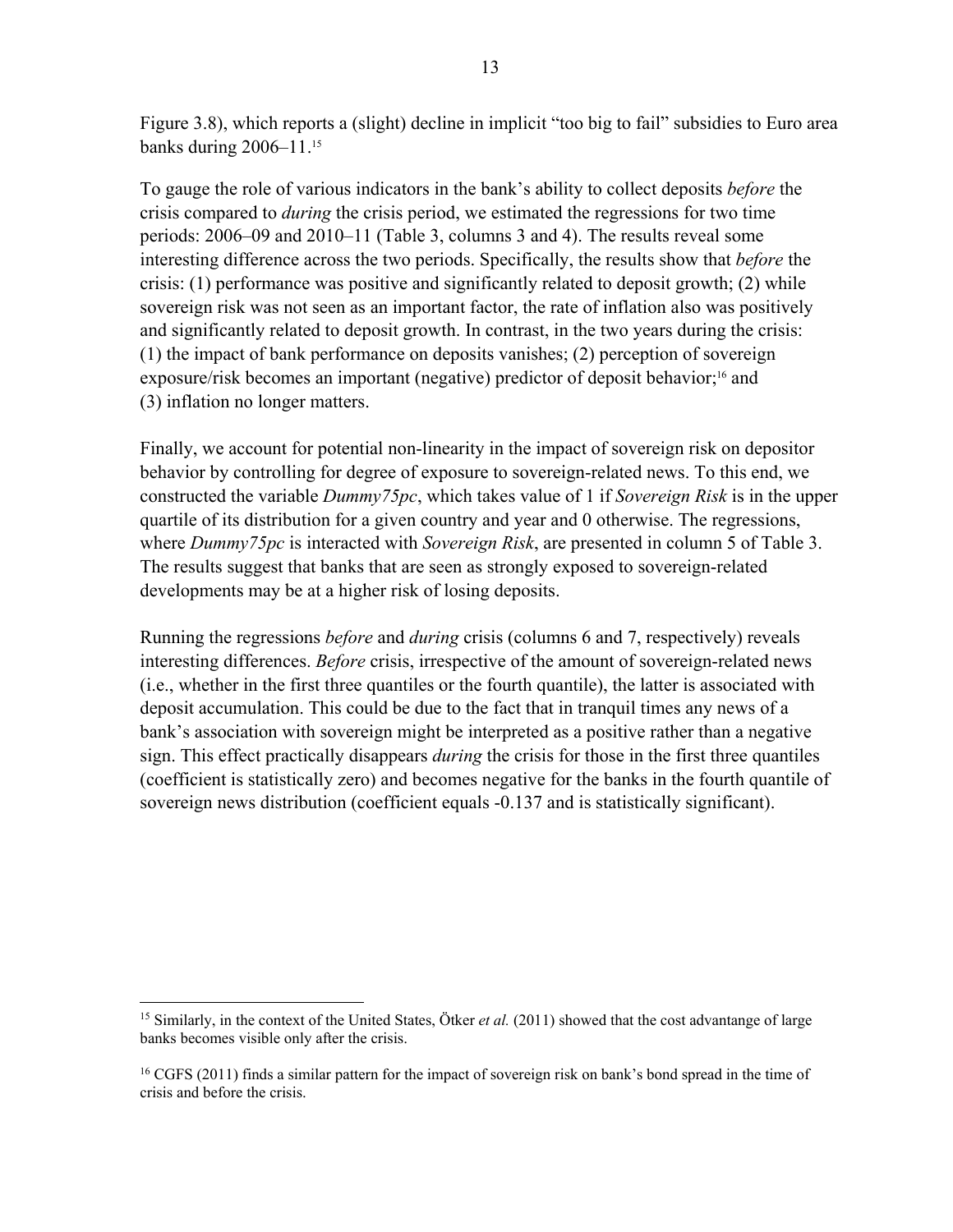Figure 3.8), which reports a (slight) decline in implicit "too big to fail" subsidies to Euro area banks during 2006–11.[15]

To gauge the role of various indicators in the bank's ability to collect deposits *before* the crisis compared to *during* the crisis period, we estimated the regressions for two time periods: 2006–09 and 2010–11 (Table 3, columns 3 and 4). The results reveal some interesting difference across the two periods. Specifically, the results show that *before* the crisis: (1) performance was positive and significantly related to deposit growth; (2) while sovereign risk was not seen as an important factor, the rate of inflation also was positively and significantly related to deposit growth. In contrast, in the two years during the crisis: (1) the impact of bank performance on deposits vanishes; (2) perception of sovereign exposure/risk becomes an important (negative) predictor of deposit behavior;[16] and (3) inflation no longer matters.

Finally, we account for potential non-linearity in the impact of sovereign risk on depositor behavior by controlling for degree of exposure to sovereign-related news. To this end, we constructed the variable *Dummy75pc*, which takes value of 1 if *Sovereign Risk* is in the upper quartile of its distribution for a given country and year and 0 otherwise. The regressions, where *Dummy75pc* is interacted with *Sovereign Risk*, are presented in column 5 of Table 3. The results suggest that banks that are seen as strongly exposed to sovereign-related developments may be at a higher risk of losing deposits.

Running the regressions *before* and *during* crisis (columns 6 and 7, respectively) reveals interesting differences. *Before* crisis, irrespective of the amount of sovereign-related news (i.e., whether in the first three quantiles or the fourth quantile), the latter is associated with deposit accumulation. This could be due to the fact that in tranquil times any news of a bank's association with sovereign might be interpreted as a positive rather than a negative sign. This effect practically disappears *during* the crisis for those in the first three quantiles (coefficient is statistically zero) and becomes negative for the banks in the fourth quantile of sovereign news distribution (coefficient equals -0.137 and is statistically significant).

---

[15] Similarly, in the context of the United States, Ötker *et al.* (2011) showed that the cost advantange of large banks becomes visible only after the crisis.

[16] CGFS (2011) finds a similar pattern for the impact of sovereign risk on bank's bond spread in the time of crisis and before the crisis.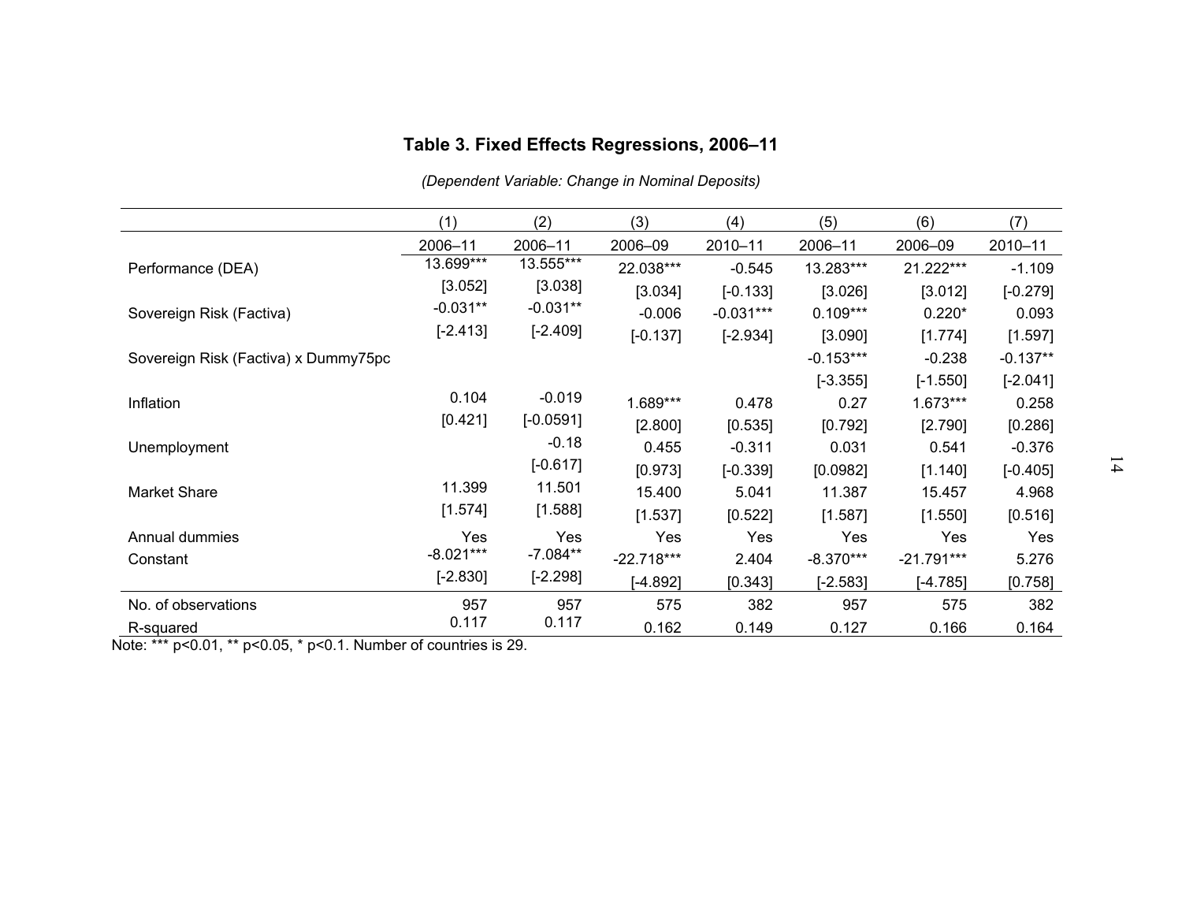**Table 3. Fixed Effects Regressions, 2006–11**

*(Dependent Variable: Change in Nominal Deposits)*

| | (1) | (2) | (3) | (4) | (5) | (6) | (7) |
|---|---|---|---|---|---|---|---|
| | 2006–11 | 2006–11 | 2006–09 | 2010–11 | 2006–11 | 2006–09 | 2010–11 |
| Performance (DEA) | 13.699*** | 13.555*** | 22.038*** | -0.545 | 13.283*** | 21.222*** | -1.109 |
| | [3.052] | [3.038] | [3.034] | [-0.133] | [3.026] | [3.012] | [-0.279] |
| Sovereign Risk (Factiva) | -0.031** | -0.031** | -0.006 | -0.031*** | 0.109*** | 0.220* | 0.093 |
| | [-2.413] | [-2.409] | [-0.137] | [-2.934] | [3.090] | [1.774] | [1.597] |
| Sovereign Risk (Factiva) x Dummy75pc | | | | | -0.153*** | -0.238 | -0.137** |
| | | | | | [-3.355] | [-1.550] | [-2.041] |
| Inflation | 0.104 | -0.019 | 1.689*** | 0.478 | 0.27 | 1.673*** | 0.258 |
| | [0.421] | [-0.0591] | [2.800] | [0.535] | [0.792] | [2.790] | [0.286] |
| Unemployment | | -0.18 | 0.455 | -0.311 | 0.031 | 0.541 | -0.376 |
| | | [-0.617] | [0.973] | [-0.339] | [0.0982] | [1.140] | [-0.405] |
| Market Share | 11.399 | 11.501 | 15.400 | 5.041 | 11.387 | 15.457 | 4.968 |
| | [1.574] | [1.588] | [1.537] | [0.522] | [1.587] | [1.550] | [0.516] |
| Annual dummies | Yes | Yes | Yes | Yes | Yes | Yes | Yes |
| Constant | -8.021*** | -7.084** | -22.718*** | 2.404 | -8.370*** | -21.791*** | 5.276 |
| | [-2.830] | [-2.298] | [-4.892] | [0.343] | [-2.583] | [-4.785] | [0.758] |
| No. of observations | 957 | 957 | 575 | 382 | 957 | 575 | 382 |
| R-squared | 0.117 | 0.117 | 0.162 | 0.149 | 0.127 | 0.166 | 0.164 |

Note: *** p<0.01, ** p<0.05, * p<0.1. Number of countries is 29.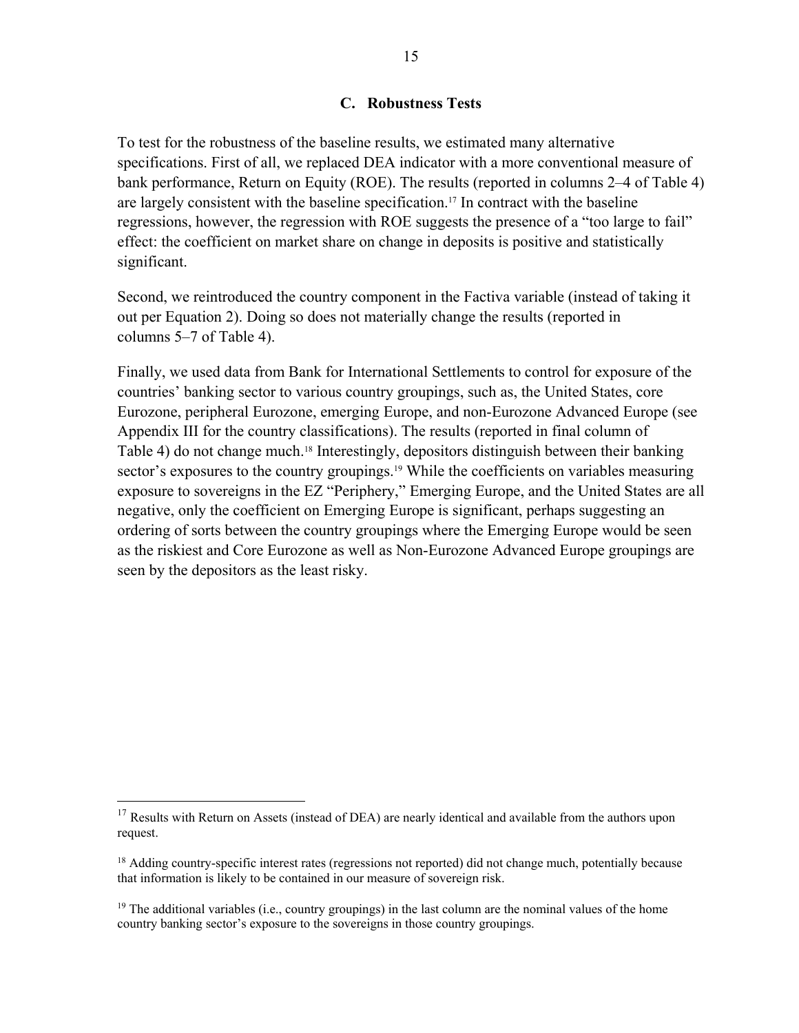### C. Robustness Tests

To test for the robustness of the baseline results, we estimated many alternative specifications. First of all, we replaced DEA indicator with a more conventional measure of bank performance, Return on Equity (ROE). The results (reported in columns 2–4 of Table 4) are largely consistent with the baseline specification.[17] In contract with the baseline regressions, however, the regression with ROE suggests the presence of a "too large to fail" effect: the coefficient on market share on change in deposits is positive and statistically significant.

Second, we reintroduced the country component in the Factiva variable (instead of taking it out per Equation 2). Doing so does not materially change the results (reported in columns 5–7 of Table 4).

Finally, we used data from Bank for International Settlements to control for exposure of the countries' banking sector to various country groupings, such as, the United States, core Eurozone, peripheral Eurozone, emerging Europe, and non-Eurozone Advanced Europe (see Appendix III for the country classifications). The results (reported in final column of Table 4) do not change much.[18] Interestingly, depositors distinguish between their banking sector's exposures to the country groupings.[19] While the coefficients on variables measuring exposure to sovereigns in the EZ "Periphery," Emerging Europe, and the United States are all negative, only the coefficient on Emerging Europe is significant, perhaps suggesting an ordering of sorts between the country groupings where the Emerging Europe would be seen as the riskiest and Core Eurozone as well as Non-Eurozone Advanced Europe groupings are seen by the depositors as the least risky.

---

[17] Results with Return on Assets (instead of DEA) are nearly identical and available from the authors upon request.

[18] Adding country-specific interest rates (regressions not reported) did not change much, potentially because that information is likely to be contained in our measure of sovereign risk.

[19] The additional variables (i.e., country groupings) in the last column are the nominal values of the home country banking sector's exposure to the sovereigns in those country groupings.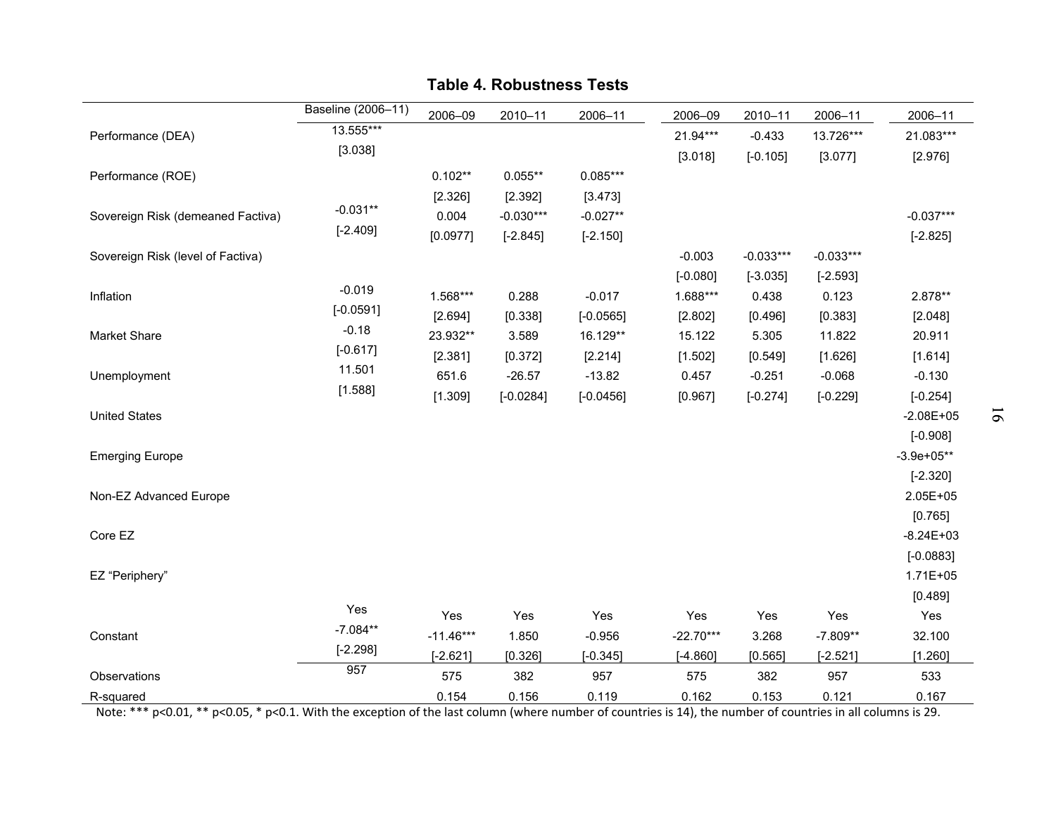**Table 4. Robustness Tests**

| | Baseline (2006–11) | 2006–09 | 2010–11 | 2006–11 | 2006–09 | 2010–11 | 2006–11 | 2006–11 |
|---|---|---|---|---|---|---|---|---|
| Performance (DEA) | 13.555*** | | | | 21.94*** | -0.433 | 13.726*** | 21.083*** |
| | [3.038] | | | | [3.018] | [-0.105] | [3.077] | [2.976] |
| Performance (ROE) | | 0.102** | 0.055** | 0.085*** | | | | |
| | | [2.326] | [2.392] | [3.473] | | | | |
| Sovereign Risk (demeaned Factiva) | -0.031** | 0.004 | -0.030*** | -0.027** | | | | -0.037*** |
| | [-2.409] | [0.0977] | [-2.845] | [-2.150] | | | | [-2.825] |
| Sovereign Risk (level of Factiva) | | | | | -0.003 | -0.033*** | -0.033*** | |
| | | | | | [-0.080] | [-3.035] | [-2.593] | |
| Inflation | -0.019 | 1.568*** | 0.288 | -0.017 | 1.688*** | 0.438 | 0.123 | 2.878** |
| | [-0.0591] | [2.694] | [0.338] | [-0.0565] | [2.802] | [0.496] | [0.383] | [2.048] |
| Market Share | -0.18 | 23.932** | 3.589 | 16.129** | 15.122 | 5.305 | 11.822 | 20.911 |
| | [-0.617] | [2.381] | [0.372] | [2.214] | [1.502] | [0.549] | [1.626] | [1.614] |
| Unemployment | 11.501 | 651.6 | -26.57 | -13.82 | 0.457 | -0.251 | -0.068 | -0.130 |
| | [1.588] | [1.309] | [-0.0284] | [-0.0456] | [0.967] | [-0.274] | [-0.229] | [-0.254] |
| United States | | | | | | | | -2.08E+05 |
| | | | | | | | | [-0.908] |
| Emerging Europe | | | | | | | | -3.9e+05** |
| | | | | | | | | [-2.320] |
| Non-EZ Advanced Europe | | | | | | | | 2.05E+05 |
| | | | | | | | | [0.765] |
| Core EZ | | | | | | | | -8.24E+03 |
| | | | | | | | | [-0.0883] |
| EZ "Periphery" | | | | | | | | 1.71E+05 |
| | | | | | | | | [0.489] |
| | Yes | Yes | Yes | Yes | Yes | Yes | Yes | Yes |
| Constant | -7.084** | -11.46*** | 1.850 | -0.956 | -22.70*** | 3.268 | -7.809** | 32.100 |
| | [-2.298] | [-2.621] | [0.326] | [-0.345] | [-4.860] | [0.565] | [-2.521] | [1.260] |
| Observations | 957 | 575 | 382 | 957 | 575 | 382 | 957 | 533 |
| R-squared | | 0.154 | 0.156 | 0.119 | 0.162 | 0.153 | 0.121 | 0.167 |

Note: *** p<0.01, ** p<0.05, * p<0.1. With the exception of the last column (where number of countries is 14), the number of countries in all columns is 29.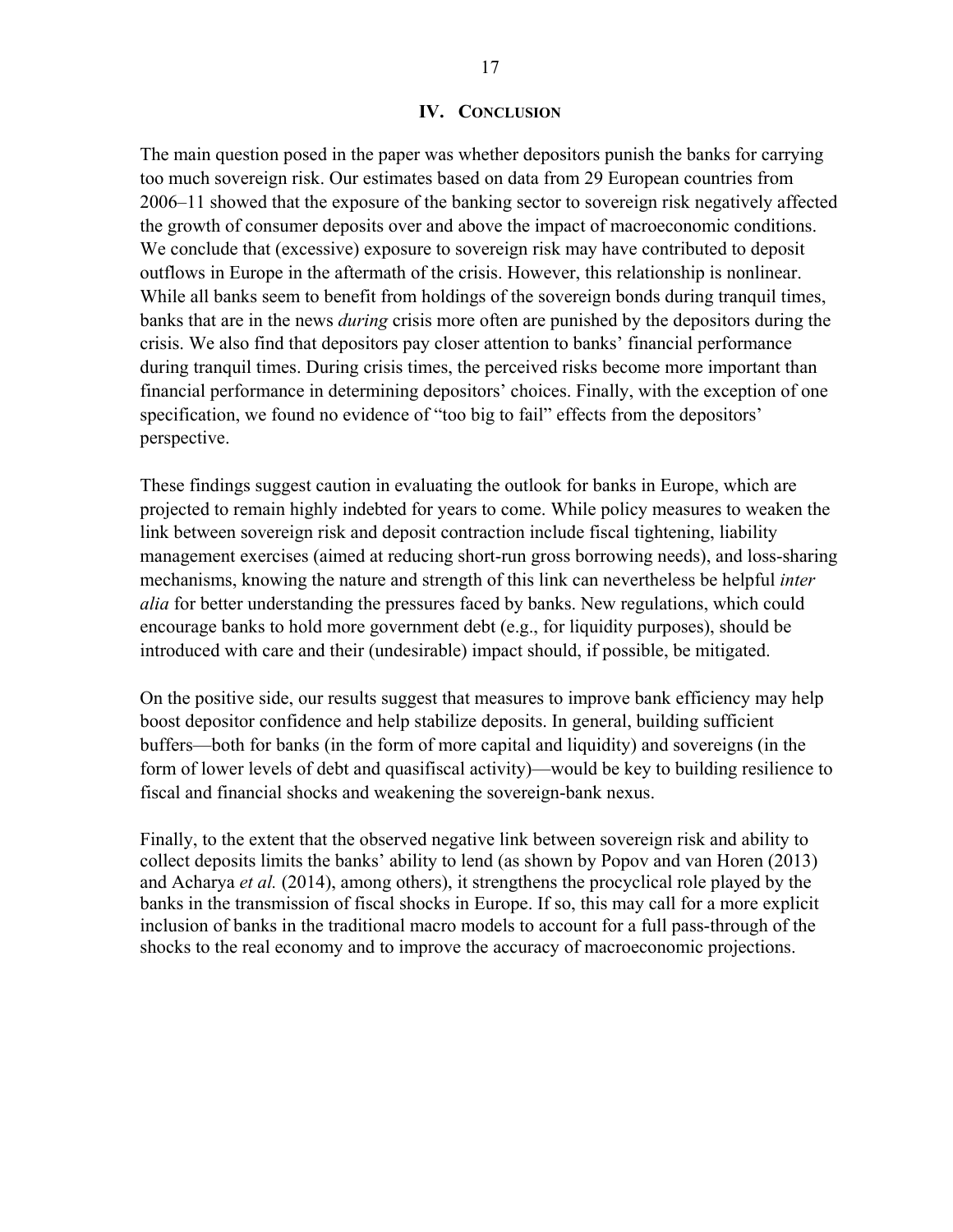## IV. Conclusion

The main question posed in the paper was whether depositors punish the banks for carrying too much sovereign risk. Our estimates based on data from 29 European countries from 2006–11 showed that the exposure of the banking sector to sovereign risk negatively affected the growth of consumer deposits over and above the impact of macroeconomic conditions. We conclude that (excessive) exposure to sovereign risk may have contributed to deposit outflows in Europe in the aftermath of the crisis. However, this relationship is nonlinear. While all banks seem to benefit from holdings of the sovereign bonds during tranquil times, banks that are in the news *during* crisis more often are punished by the depositors during the crisis. We also find that depositors pay closer attention to banks' financial performance during tranquil times. During crisis times, the perceived risks become more important than financial performance in determining depositors' choices. Finally, with the exception of one specification, we found no evidence of "too big to fail" effects from the depositors' perspective.

These findings suggest caution in evaluating the outlook for banks in Europe, which are projected to remain highly indebted for years to come. While policy measures to weaken the link between sovereign risk and deposit contraction include fiscal tightening, liability management exercises (aimed at reducing short-run gross borrowing needs), and loss-sharing mechanisms, knowing the nature and strength of this link can nevertheless be helpful *inter alia* for better understanding the pressures faced by banks. New regulations, which could encourage banks to hold more government debt (e.g., for liquidity purposes), should be introduced with care and their (undesirable) impact should, if possible, be mitigated.

On the positive side, our results suggest that measures to improve bank efficiency may help boost depositor confidence and help stabilize deposits. In general, building sufficient buffers—both for banks (in the form of more capital and liquidity) and sovereigns (in the form of lower levels of debt and quasifiscal activity)—would be key to building resilience to fiscal and financial shocks and weakening the sovereign-bank nexus.

Finally, to the extent that the observed negative link between sovereign risk and ability to collect deposits limits the banks' ability to lend (as shown by Popov and van Horen (2013) and Acharya *et al.* (2014), among others), it strengthens the procyclical role played by the banks in the transmission of fiscal shocks in Europe. If so, this may call for a more explicit inclusion of banks in the traditional macro models to account for a full pass-through of the shocks to the real economy and to improve the accuracy of macroeconomic projections.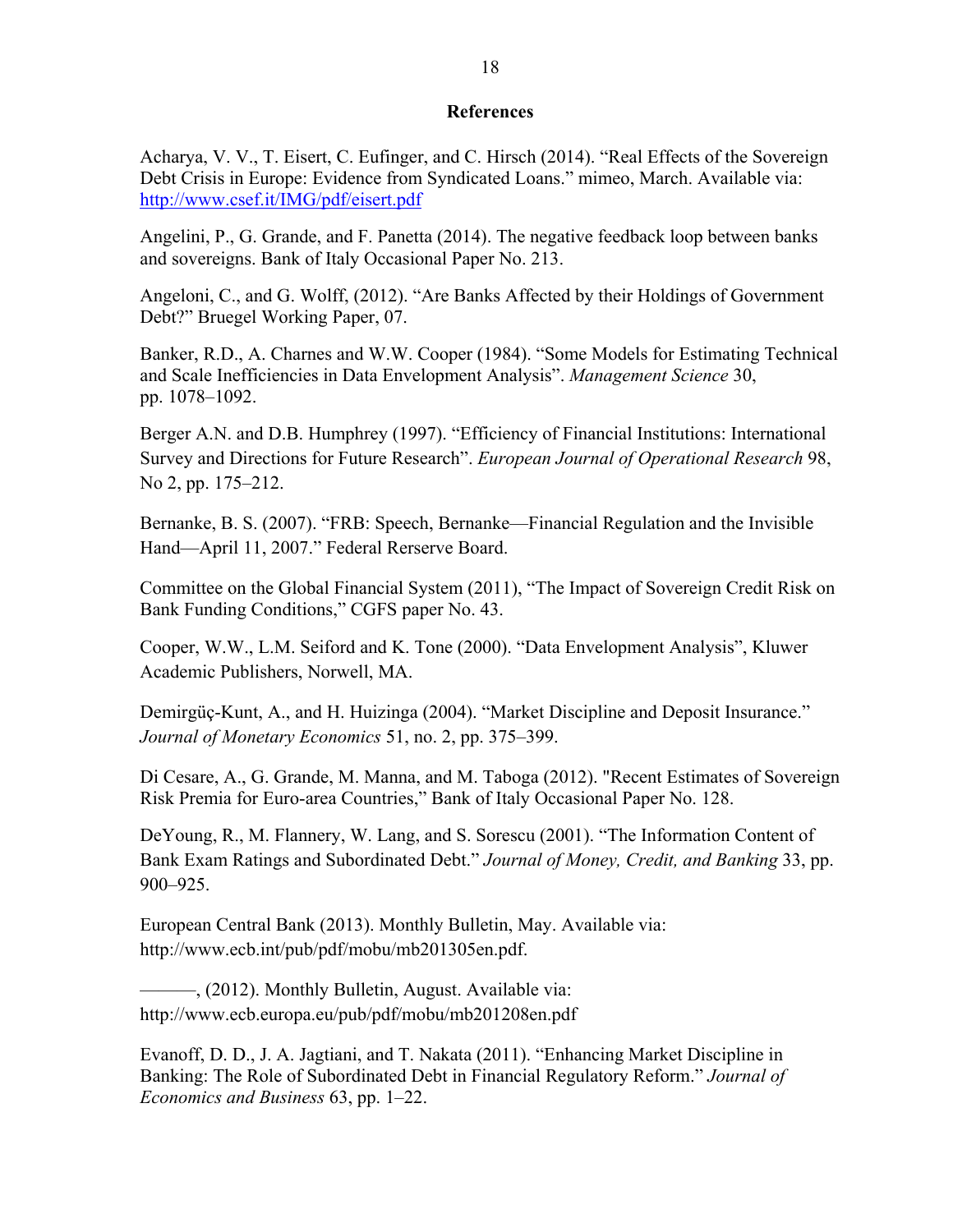## References

Acharya, V. V., T. Eisert, C. Eufinger, and C. Hirsch (2014). "Real Effects of the Sovereign Debt Crisis in Europe: Evidence from Syndicated Loans." mimeo, March. Available via: http://www.csef.it/IMG/pdf/eisert.pdf

Angelini, P., G. Grande, and F. Panetta (2014). The negative feedback loop between banks and sovereigns. Bank of Italy Occasional Paper No. 213.

Angeloni, C., and G. Wolff, (2012). "Are Banks Affected by their Holdings of Government Debt?" Bruegel Working Paper, 07.

Banker, R.D., A. Charnes and W.W. Cooper (1984). "Some Models for Estimating Technical and Scale Inefficiencies in Data Envelopment Analysis". *Management Science* 30, pp. 1078–1092.

Berger A.N. and D.B. Humphrey (1997). "Efficiency of Financial Institutions: International Survey and Directions for Future Research". *European Journal of Operational Research* 98, No 2, pp. 175–212.

Bernanke, B. S. (2007). "FRB: Speech, Bernanke—Financial Regulation and the Invisible Hand—April 11, 2007." Federal Rerserve Board.

Committee on the Global Financial System (2011), "The Impact of Sovereign Credit Risk on Bank Funding Conditions," CGFS paper No. 43.

Cooper, W.W., L.M. Seiford and K. Tone (2000). "Data Envelopment Analysis", Kluwer Academic Publishers, Norwell, MA.

Demirgüç-Kunt, A., and H. Huizinga (2004). "Market Discipline and Deposit Insurance." *Journal of Monetary Economics* 51, no. 2, pp. 375–399.

Di Cesare, A., G. Grande, M. Manna, and M. Taboga (2012). "Recent Estimates of Sovereign Risk Premia for Euro-area Countries," Bank of Italy Occasional Paper No. 128.

DeYoung, R., M. Flannery, W. Lang, and S. Sorescu (2001). "The Information Content of Bank Exam Ratings and Subordinated Debt." *Journal of Money, Credit, and Banking* 33, pp. 900–925.

European Central Bank (2013). Monthly Bulletin, May. Available via: http://www.ecb.int/pub/pdf/mobu/mb201305en.pdf.

———, (2012). Monthly Bulletin, August. Available via: http://www.ecb.europa.eu/pub/pdf/mobu/mb201208en.pdf

Evanoff, D. D., J. A. Jagtiani, and T. Nakata (2011). "Enhancing Market Discipline in Banking: The Role of Subordinated Debt in Financial Regulatory Reform." *Journal of Economics and Business* 63, pp. 1–22.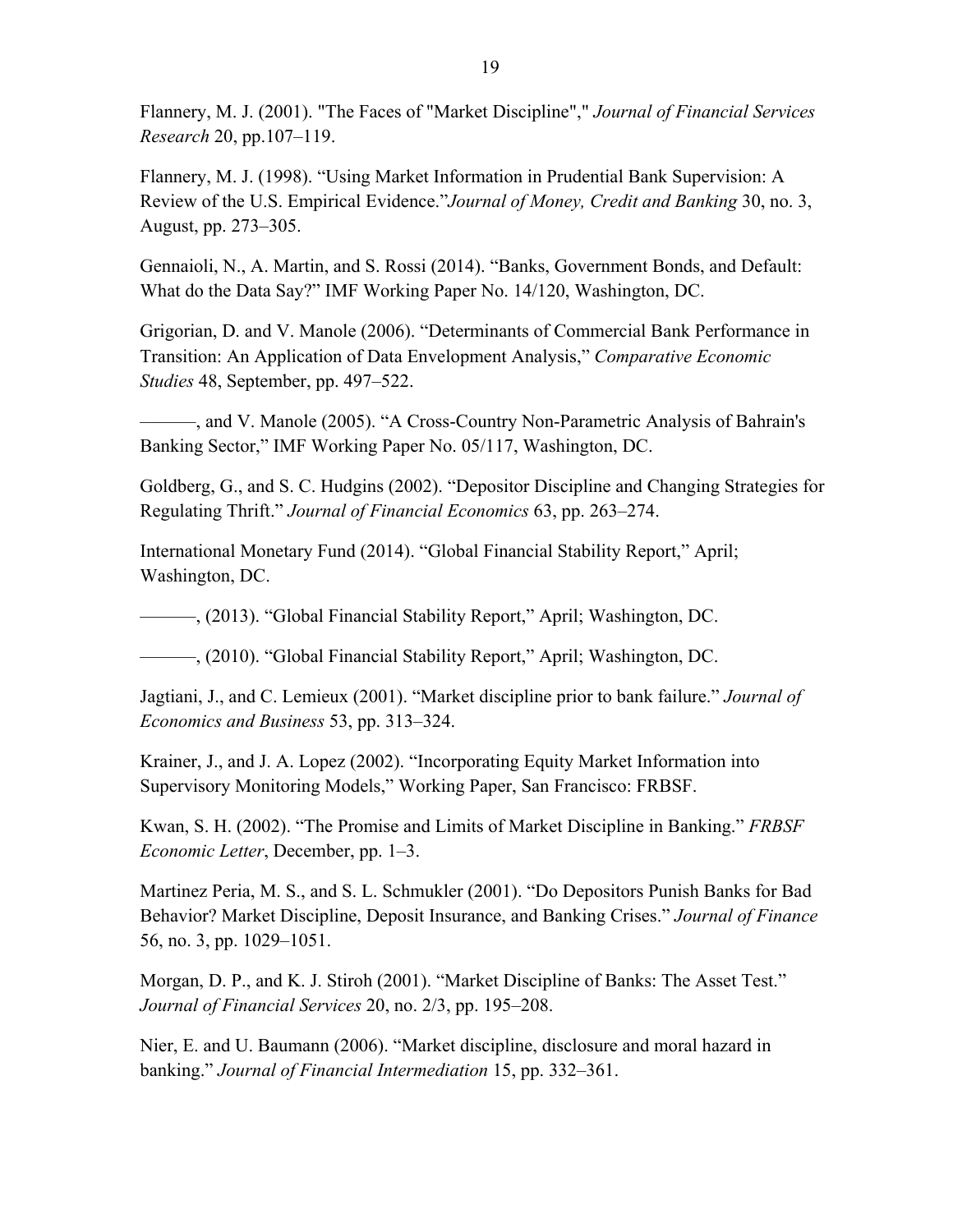Flannery, M. J. (2001). "The Faces of "Market Discipline"," *Journal of Financial Services Research* 20, pp.107–119.

Flannery, M. J. (1998). "Using Market Information in Prudential Bank Supervision: A Review of the U.S. Empirical Evidence."*Journal of Money, Credit and Banking* 30, no. 3, August, pp. 273–305.

Gennaioli, N., A. Martin, and S. Rossi (2014). "Banks, Government Bonds, and Default: What do the Data Say?" IMF Working Paper No. 14/120, Washington, DC.

Grigorian, D. and V. Manole (2006). "Determinants of Commercial Bank Performance in Transition: An Application of Data Envelopment Analysis," *Comparative Economic Studies* 48, September, pp. 497–522.

———, and V. Manole (2005). "A Cross-Country Non-Parametric Analysis of Bahrain's Banking Sector," IMF Working Paper No. 05/117, Washington, DC.

Goldberg, G., and S. C. Hudgins (2002). "Depositor Discipline and Changing Strategies for Regulating Thrift." *Journal of Financial Economics* 63, pp. 263–274.

International Monetary Fund (2014). "Global Financial Stability Report," April; Washington, DC.

———, (2013). "Global Financial Stability Report," April; Washington, DC.

———, (2010). "Global Financial Stability Report," April; Washington, DC.

Jagtiani, J., and C. Lemieux (2001). "Market discipline prior to bank failure." *Journal of Economics and Business* 53, pp. 313–324.

Krainer, J., and J. A. Lopez (2002). "Incorporating Equity Market Information into Supervisory Monitoring Models," Working Paper, San Francisco: FRBSF.

Kwan, S. H. (2002). "The Promise and Limits of Market Discipline in Banking." *FRBSF Economic Letter*, December, pp. 1–3.

Martinez Peria, M. S., and S. L. Schmukler (2001). "Do Depositors Punish Banks for Bad Behavior? Market Discipline, Deposit Insurance, and Banking Crises." *Journal of Finance* 56, no. 3, pp. 1029–1051.

Morgan, D. P., and K. J. Stiroh (2001). "Market Discipline of Banks: The Asset Test." *Journal of Financial Services* 20, no. 2/3, pp. 195–208.

Nier, E. and U. Baumann (2006). "Market discipline, disclosure and moral hazard in banking." *Journal of Financial Intermediation* 15, pp. 332–361.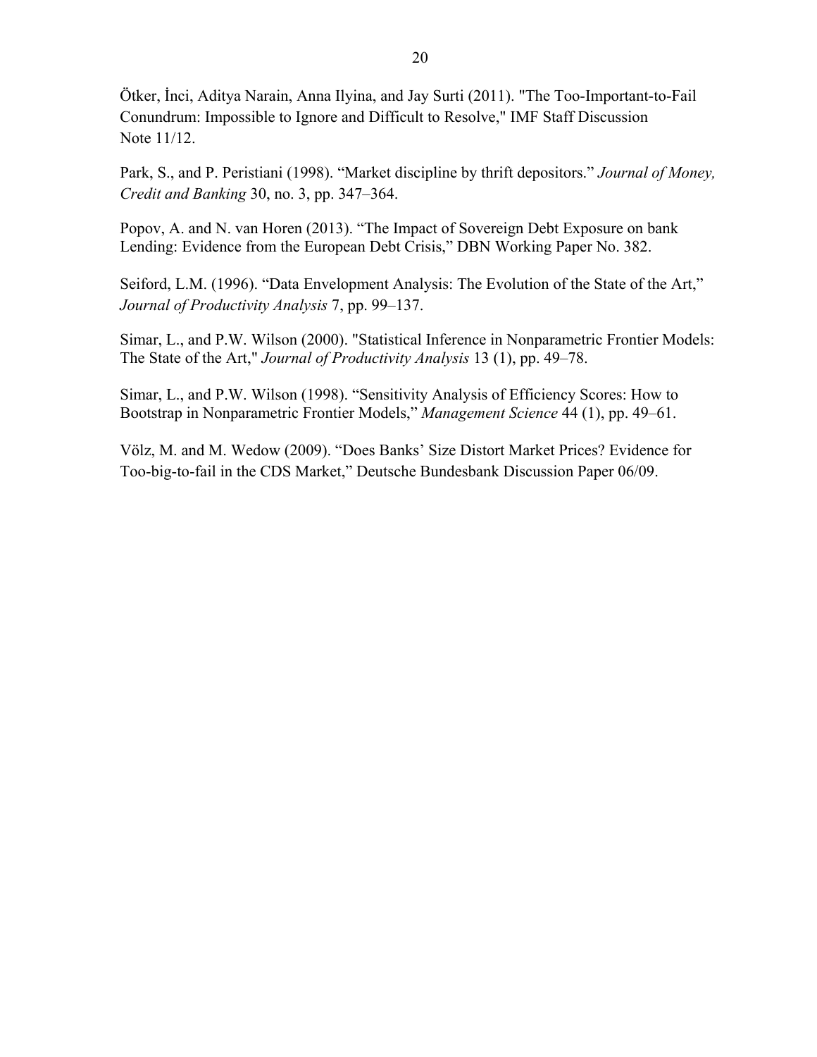Ötker, İnci, Aditya Narain, Anna Ilyina, and Jay Surti (2011). "The Too-Important-to-Fail Conundrum: Impossible to Ignore and Difficult to Resolve," IMF Staff Discussion Note 11/12.

Park, S., and P. Peristiani (1998). "Market discipline by thrift depositors." *Journal of Money, Credit and Banking* 30, no. 3, pp. 347–364.

Popov, A. and N. van Horen (2013). "The Impact of Sovereign Debt Exposure on bank Lending: Evidence from the European Debt Crisis," DBN Working Paper No. 382.

Seiford, L.M. (1996). "Data Envelopment Analysis: The Evolution of the State of the Art," *Journal of Productivity Analysis* 7, pp. 99–137.

Simar, L., and P.W. Wilson (2000). "Statistical Inference in Nonparametric Frontier Models: The State of the Art," *Journal of Productivity Analysis* 13 (1), pp. 49–78.

Simar, L., and P.W. Wilson (1998). "Sensitivity Analysis of Efficiency Scores: How to Bootstrap in Nonparametric Frontier Models," *Management Science* 44 (1), pp. 49–61.

Völz, M. and M. Wedow (2009). "Does Banks' Size Distort Market Prices? Evidence for Too-big-to-fail in the CDS Market," Deutsche Bundesbank Discussion Paper 06/09.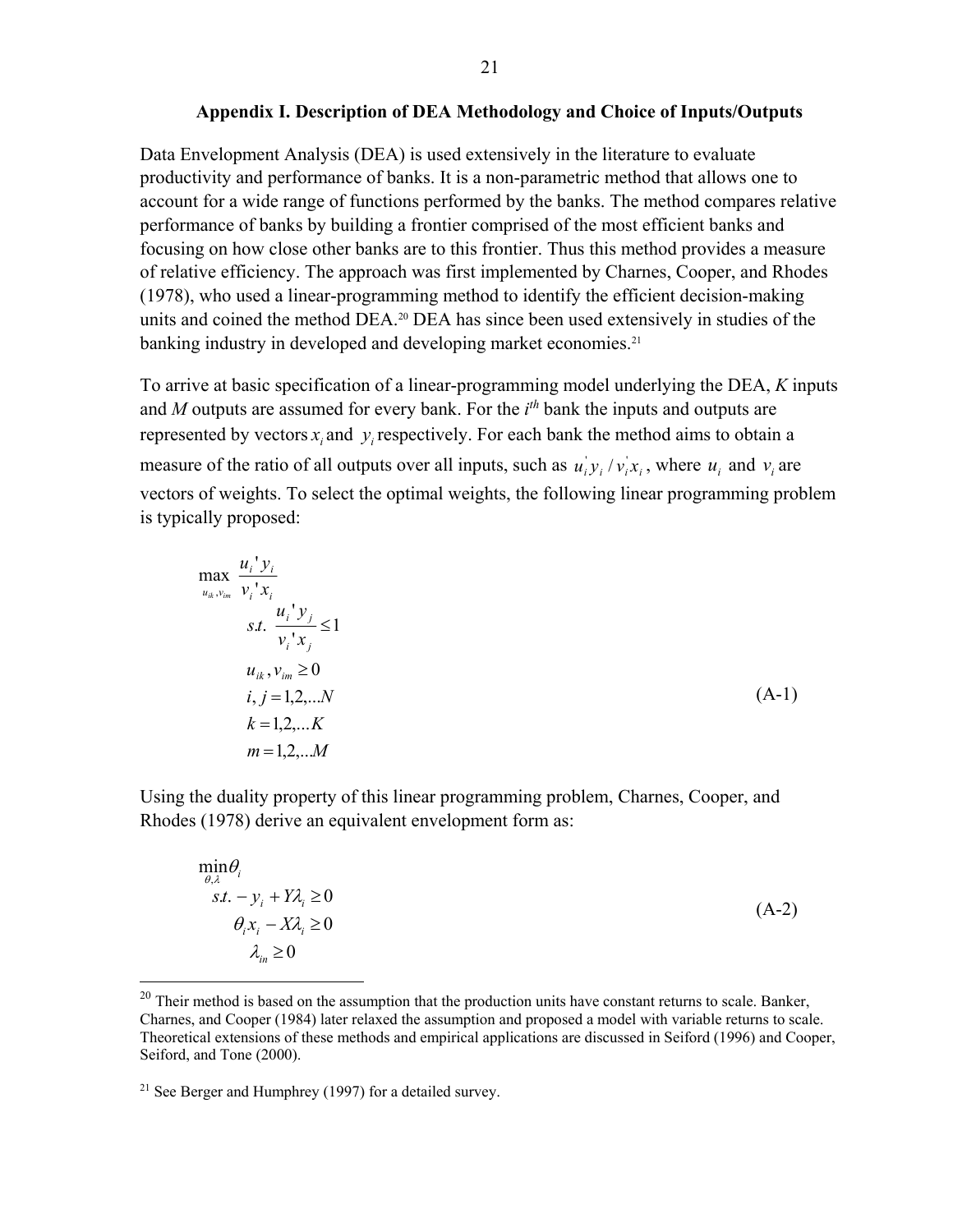## Appendix I. Description of DEA Methodology and Choice of Inputs/Outputs

Data Envelopment Analysis (DEA) is used extensively in the literature to evaluate productivity and performance of banks. It is a non-parametric method that allows one to account for a wide range of functions performed by the banks. The method compares relative performance of banks by building a frontier comprised of the most efficient banks and focusing on how close other banks are to this frontier. Thus this method provides a measure of relative efficiency. The approach was first implemented by Charnes, Cooper, and Rhodes (1978), who used a linear-programming method to identify the efficient decision-making units and coined the method DEA.[20] DEA has since been used extensively in studies of the banking industry in developed and developing market economies.[21]

To arrive at basic specification of a linear-programming model underlying the DEA, $K$ inputs and $M$ outputs are assumed for every bank. For the $i^{th}$ bank the inputs and outputs are represented by vectors $x_i$ and $y_i$ respectively. For each bank the method aims to obtain a measure of the ratio of all outputs over all inputs, such as $u_i^{'} y_i / v_i^{'} x_i$, where $u_i$ and $v_i$ are vectors of weights. To select the optimal weights, the following linear programming problem is typically proposed:

$$
\begin{aligned}
&\max_{u_{ik}, v_{im}} \frac{u_i' y_i}{v_i' x_i} \\
&\quad s.t. \ \frac{u_i' y_j}{v_i' x_j} \leq 1 \\
&\quad u_{ik}, v_{im} \geq 0 \\
&\quad i, j = 1,2,...N \\
&\quad k = 1,2,...K \\
&\quad m = 1,2,...M
\end{aligned}
\tag{A-1}
$$

Using the duality property of this linear programming problem, Charnes, Cooper, and Rhodes (1978) derive an equivalent envelopment form as:

$$
\begin{aligned}
&\min_{\theta, \lambda} \theta_i \\
&\ s.t. - y_i + Y\lambda_i \geq 0 \\
&\quad \theta_i x_i - X\lambda_i \geq 0 \\
&\quad \lambda_{in} \geq 0
\end{aligned}
\tag{A-2}
$$

---

[20] Their method is based on the assumption that the production units have constant returns to scale. Banker, Charnes, and Cooper (1984) later relaxed the assumption and proposed a model with variable returns to scale. Theoretical extensions of these methods and empirical applications are discussed in Seiford (1996) and Cooper, Seiford, and Tone (2000).

[21] See Berger and Humphrey (1997) for a detailed survey.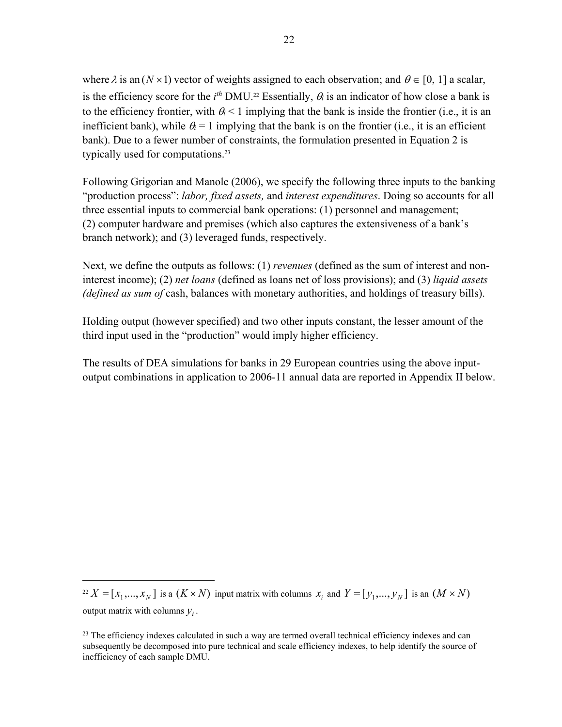where $\lambda$ is an $(N \times 1)$ vector of weights assigned to each observation; and $\theta \in [0, 1]$ a scalar, is the efficiency score for the $i^{th}$ DMU.[22] Essentially, $\theta_i$ is an indicator of how close a bank is to the efficiency frontier, with $\theta_i < 1$ implying that the bank is inside the frontier (i.e., it is an inefficient bank), while $\theta_i = 1$ implying that the bank is on the frontier (i.e., it is an efficient bank). Due to a fewer number of constraints, the formulation presented in Equation 2 is typically used for computations.[23]

Following Grigorian and Manole (2006), we specify the following three inputs to the banking "production process": *labor, fixed assets,* and *interest expenditures*. Doing so accounts for all three essential inputs to commercial bank operations: (1) personnel and management; (2) computer hardware and premises (which also captures the extensiveness of a bank's branch network); and (3) leveraged funds, respectively.

Next, we define the outputs as follows: (1) *revenues* (defined as the sum of interest and non-interest income); (2) *net loans* (defined as loans net of loss provisions); and (3) *liquid assets (defined as sum of* cash, balances with monetary authorities, and holdings of treasury bills).

Holding output (however specified) and two other inputs constant, the lesser amount of the third input used in the "production" would imply higher efficiency.

The results of DEA simulations for banks in 29 European countries using the above input-output combinations in application to 2006-11 annual data are reported in Appendix II below.

---

[22] $X = [x_1, \ldots, x_N]$ is a $(K \times N)$ input matrix with columns $x_i$ and $Y = [y_1, \ldots, y_N]$ is an $(M \times N)$ output matrix with columns $y_i$.

[23] The efficiency indexes calculated in such a way are termed overall technical efficiency indexes and can subsequently be decomposed into pure technical and scale efficiency indexes, to help identify the source of inefficiency of each sample DMU.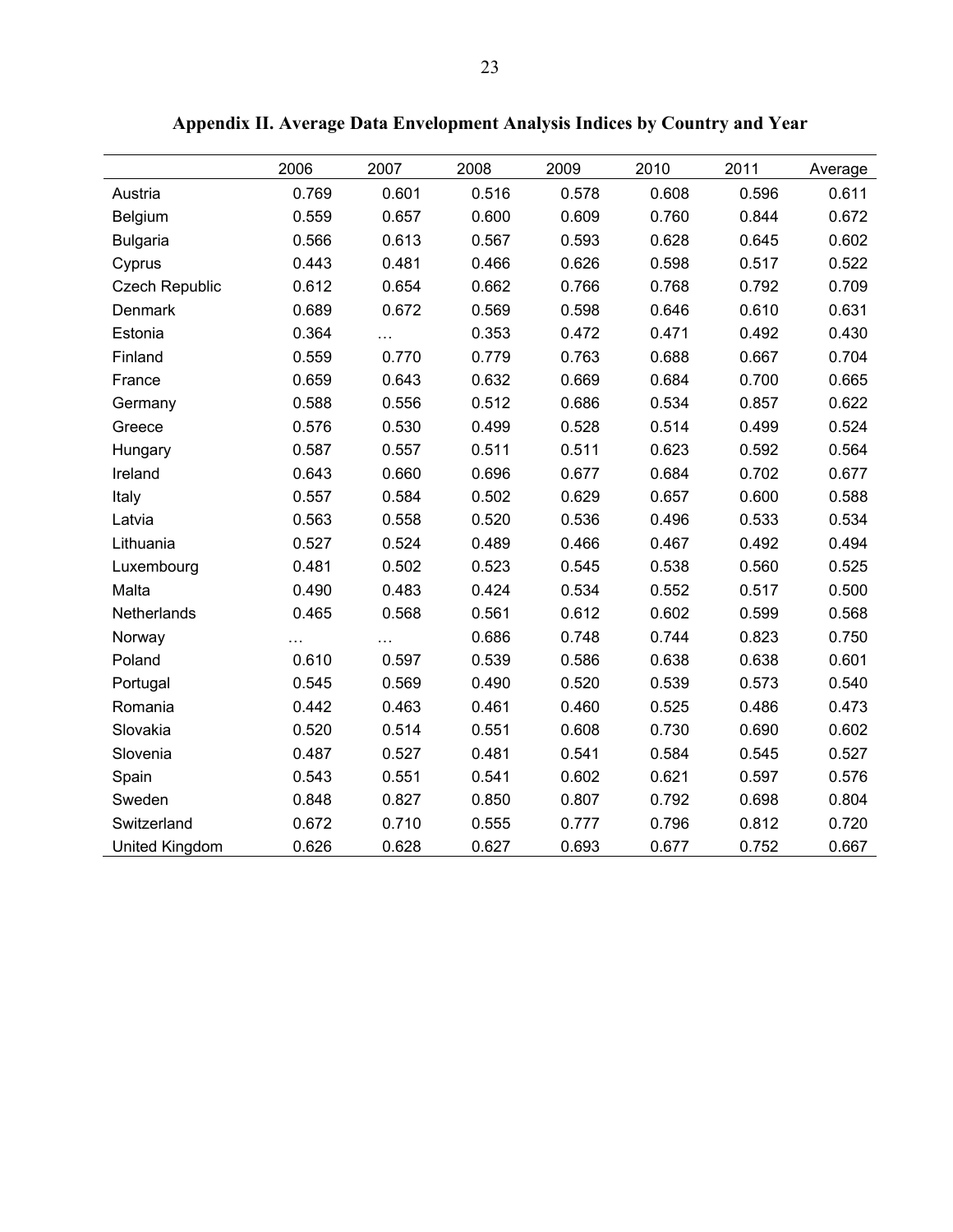## Appendix II. Average Data Envelopment Analysis Indices by Country and Year

| | 2006 | 2007 | 2008 | 2009 | 2010 | 2011 | Average |
|---|---|---|---|---|---|---|---|
| Austria | 0.769 | 0.601 | 0.516 | 0.578 | 0.608 | 0.596 | 0.611 |
| Belgium | 0.559 | 0.657 | 0.600 | 0.609 | 0.760 | 0.844 | 0.672 |
| Bulgaria | 0.566 | 0.613 | 0.567 | 0.593 | 0.628 | 0.645 | 0.602 |
| Cyprus | 0.443 | 0.481 | 0.466 | 0.626 | 0.598 | 0.517 | 0.522 |
| Czech Republic | 0.612 | 0.654 | 0.662 | 0.766 | 0.768 | 0.792 | 0.709 |
| Denmark | 0.689 | 0.672 | 0.569 | 0.598 | 0.646 | 0.610 | 0.631 |
| Estonia | 0.364 | … | 0.353 | 0.472 | 0.471 | 0.492 | 0.430 |
| Finland | 0.559 | 0.770 | 0.779 | 0.763 | 0.688 | 0.667 | 0.704 |
| France | 0.659 | 0.643 | 0.632 | 0.669 | 0.684 | 0.700 | 0.665 |
| Germany | 0.588 | 0.556 | 0.512 | 0.686 | 0.534 | 0.857 | 0.622 |
| Greece | 0.576 | 0.530 | 0.499 | 0.528 | 0.514 | 0.499 | 0.524 |
| Hungary | 0.587 | 0.557 | 0.511 | 0.511 | 0.623 | 0.592 | 0.564 |
| Ireland | 0.643 | 0.660 | 0.696 | 0.677 | 0.684 | 0.702 | 0.677 |
| Italy | 0.557 | 0.584 | 0.502 | 0.629 | 0.657 | 0.600 | 0.588 |
| Latvia | 0.563 | 0.558 | 0.520 | 0.536 | 0.496 | 0.533 | 0.534 |
| Lithuania | 0.527 | 0.524 | 0.489 | 0.466 | 0.467 | 0.492 | 0.494 |
| Luxembourg | 0.481 | 0.502 | 0.523 | 0.545 | 0.538 | 0.560 | 0.525 |
| Malta | 0.490 | 0.483 | 0.424 | 0.534 | 0.552 | 0.517 | 0.500 |
| Netherlands | 0.465 | 0.568 | 0.561 | 0.612 | 0.602 | 0.599 | 0.568 |
| Norway | … | … | 0.686 | 0.748 | 0.744 | 0.823 | 0.750 |
| Poland | 0.610 | 0.597 | 0.539 | 0.586 | 0.638 | 0.638 | 0.601 |
| Portugal | 0.545 | 0.569 | 0.490 | 0.520 | 0.539 | 0.573 | 0.540 |
| Romania | 0.442 | 0.463 | 0.461 | 0.460 | 0.525 | 0.486 | 0.473 |
| Slovakia | 0.520 | 0.514 | 0.551 | 0.608 | 0.730 | 0.690 | 0.602 |
| Slovenia | 0.487 | 0.527 | 0.481 | 0.541 | 0.584 | 0.545 | 0.527 |
| Spain | 0.543 | 0.551 | 0.541 | 0.602 | 0.621 | 0.597 | 0.576 |
| Sweden | 0.848 | 0.827 | 0.850 | 0.807 | 0.792 | 0.698 | 0.804 |
| Switzerland | 0.672 | 0.710 | 0.555 | 0.777 | 0.796 | 0.812 | 0.720 |
| United Kingdom | 0.626 | 0.628 | 0.627 | 0.693 | 0.677 | 0.752 | 0.667 |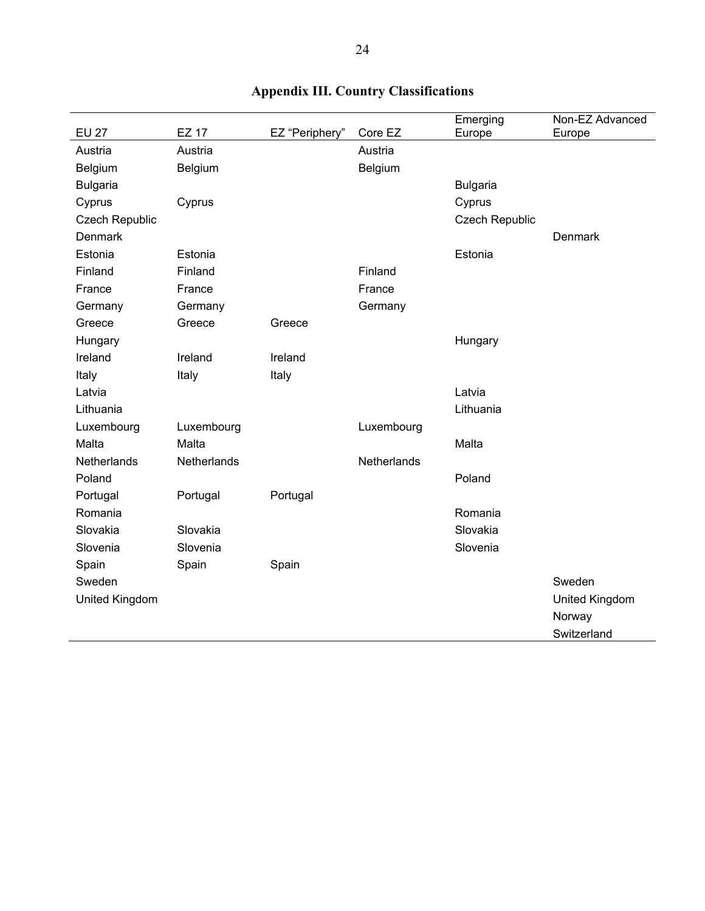## Appendix III. Country Classifications

| EU 27 | EZ 17 | EZ "Periphery" | Core EZ | Emerging Europe | Non-EZ Advanced Europe |
|---|---|---|---|---|---|
| Austria | Austria | | Austria | | |
| Belgium | Belgium | | Belgium | | |
| Bulgaria | | | | Bulgaria | |
| Cyprus | Cyprus | | | Cyprus | |
| Czech Republic | | | | Czech Republic | |
| Denmark | | | | | Denmark |
| Estonia | Estonia | | | Estonia | |
| Finland | Finland | | Finland | | |
| France | France | | France | | |
| Germany | Germany | | Germany | | |
| Greece | Greece | Greece | | | |
| Hungary | | | | Hungary | |
| Ireland | Ireland | Ireland | | | |
| Italy | Italy | Italy | | | |
| Latvia | | | | Latvia | |
| Lithuania | | | | Lithuania | |
| Luxembourg | Luxembourg | | Luxembourg | | |
| Malta | Malta | | | Malta | |
| Netherlands | Netherlands | | Netherlands | | |
| Poland | | | | Poland | |
| Portugal | Portugal | Portugal | | | |
| Romania | | | | Romania | |
| Slovakia | Slovakia | | | Slovakia | |
| Slovenia | Slovenia | | | Slovenia | |
| Spain | Spain | Spain | | | |
| Sweden | | | | | Sweden |
| United Kingdom | | | | | United Kingdom |
| | | | | | Norway |
| | | | | | Switzerland |